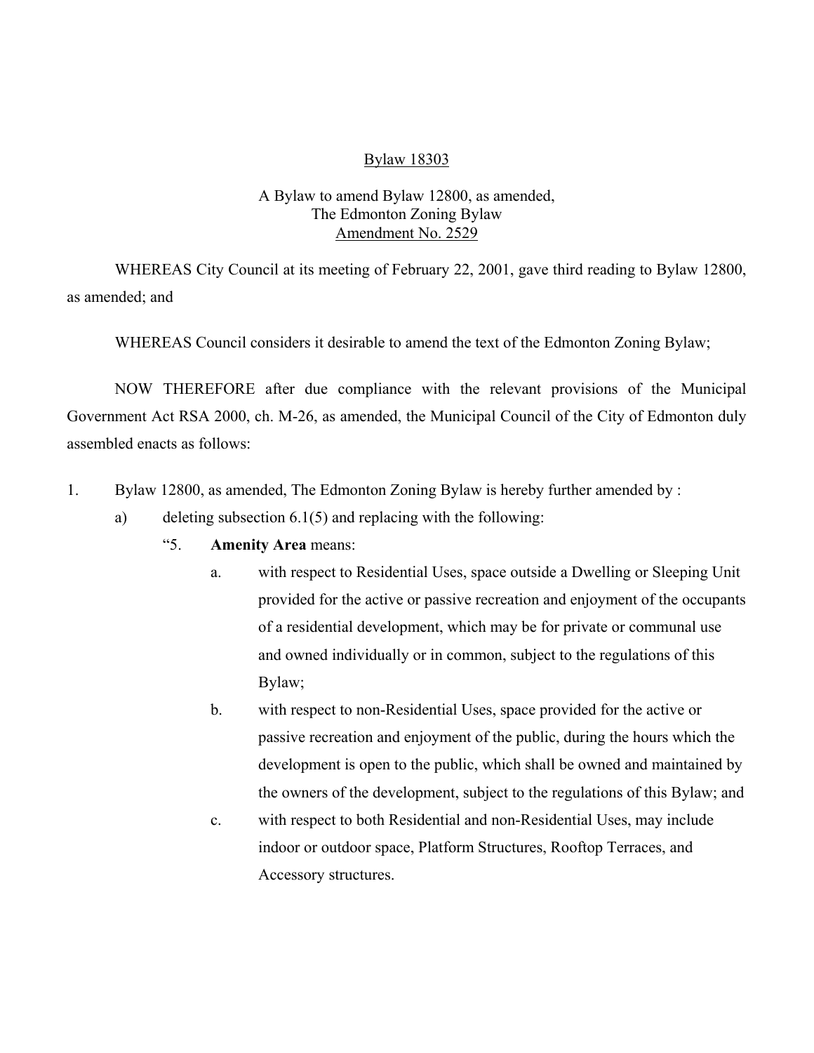Bylaw 18303

A Bylaw to amend Bylaw 12800, as amended,
The Edmonton Zoning Bylaw
Amendment No. 2529

WHEREAS City Council at its meeting of February 22, 2001, gave third reading to Bylaw 12800, as amended; and

WHEREAS Council considers it desirable to amend the text of the Edmonton Zoning Bylaw;

NOW THEREFORE after due compliance with the relevant provisions of the Municipal Government Act RSA 2000, ch. M-26, as amended, the Municipal Council of the City of Edmonton duly assembled enacts as follows:

1. Bylaw 12800, as amended, The Edmonton Zoning Bylaw is hereby further amended by :
   a) deleting subsection 6.1(5) and replacing with the following:
      "5. **Amenity Area** means:
         a. with respect to Residential Uses, space outside a Dwelling or Sleeping Unit provided for the active or passive recreation and enjoyment of the occupants of a residential development, which may be for private or communal use and owned individually or in common, subject to the regulations of this Bylaw;
         b. with respect to non-Residential Uses, space provided for the active or passive recreation and enjoyment of the public, during the hours which the development is open to the public, which shall be owned and maintained by the owners of the development, subject to the regulations of this Bylaw; and
         c. with respect to both Residential and non-Residential Uses, may include indoor or outdoor space, Platform Structures, Rooftop Terraces, and Accessory structures.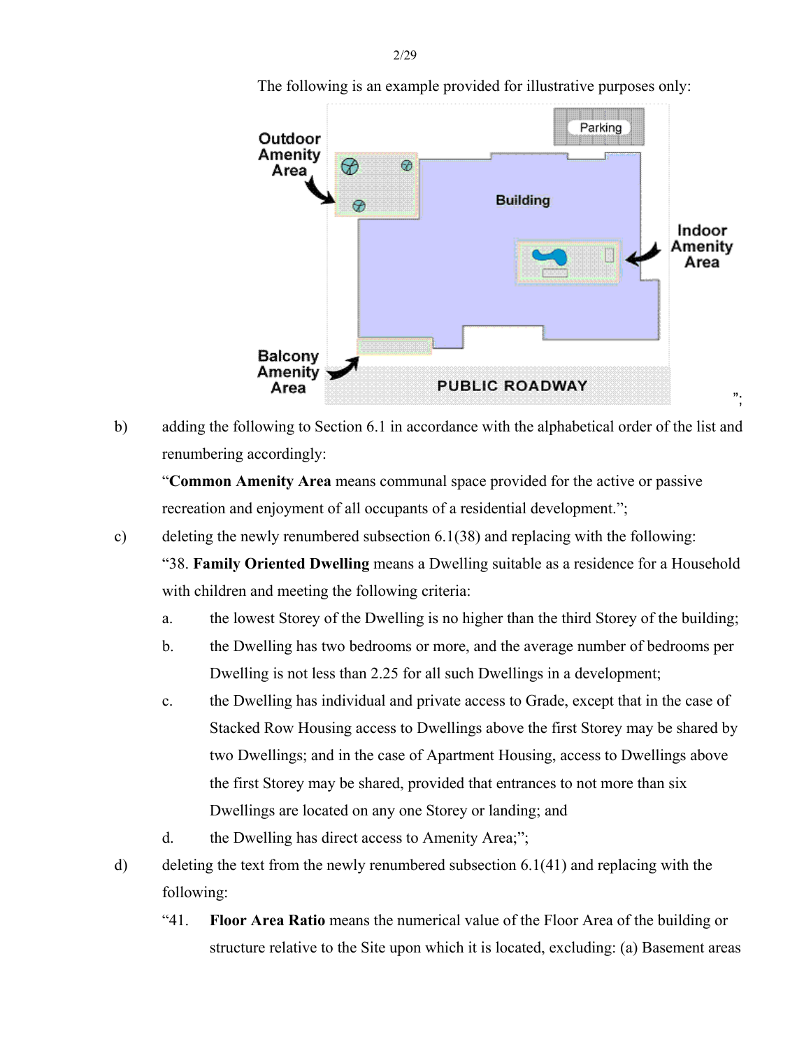The following is an example provided for illustrative purposes only:

Outdoor Amenity Area

Parking

Building

Indoor Amenity Area

Balcony Amenity Area

PUBLIC ROADWAY

";

b) adding the following to Section 6.1 in accordance with the alphabetical order of the list and renumbering accordingly:

"**Common Amenity Area** means communal space provided for the active or passive recreation and enjoyment of all occupants of a residential development.";

c) deleting the newly renumbered subsection 6.1(38) and replacing with the following:

"38. **Family Oriented Dwelling** means a Dwelling suitable as a residence for a Household with children and meeting the following criteria:

a. the lowest Storey of the Dwelling is no higher than the third Storey of the building;

b. the Dwelling has two bedrooms or more, and the average number of bedrooms per Dwelling is not less than 2.25 for all such Dwellings in a development;

c. the Dwelling has individual and private access to Grade, except that in the case of Stacked Row Housing access to Dwellings above the first Storey may be shared by two Dwellings; and in the case of Apartment Housing, access to Dwellings above the first Storey may be shared, provided that entrances to not more than six Dwellings are located on any one Storey or landing; and

d. the Dwelling has direct access to Amenity Area;";

d) deleting the text from the newly renumbered subsection 6.1(41) and replacing with the following:

"41. **Floor Area Ratio** means the numerical value of the Floor Area of the building or structure relative to the Site upon which it is located, excluding: (a) Basement areas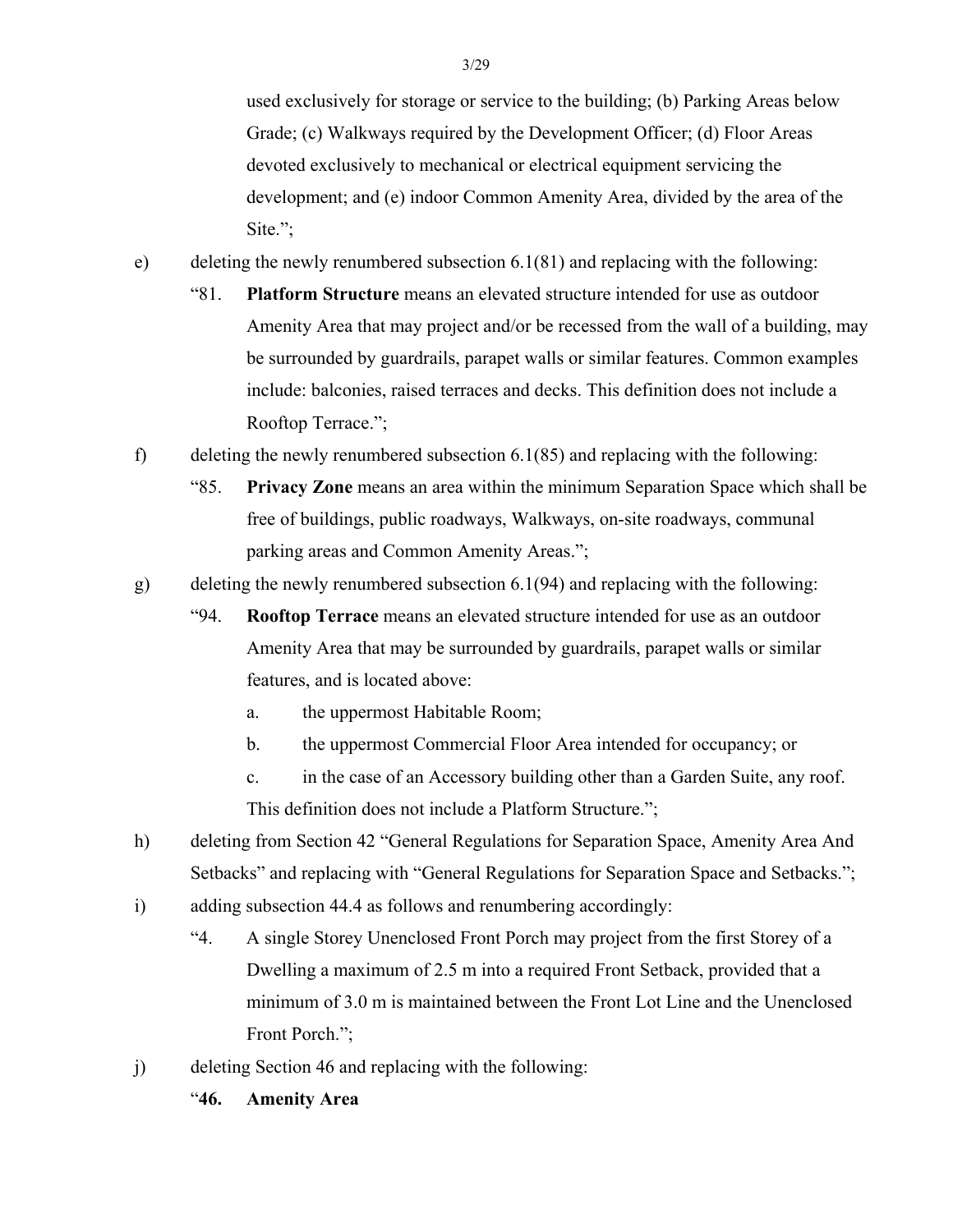used exclusively for storage or service to the building; (b) Parking Areas below Grade; (c) Walkways required by the Development Officer; (d) Floor Areas devoted exclusively to mechanical or electrical equipment servicing the development; and (e) indoor Common Amenity Area, divided by the area of the Site.";

e) deleting the newly renumbered subsection 6.1(81) and replacing with the following:

"81. **Platform Structure** means an elevated structure intended for use as outdoor Amenity Area that may project and/or be recessed from the wall of a building, may be surrounded by guardrails, parapet walls or similar features. Common examples include: balconies, raised terraces and decks. This definition does not include a Rooftop Terrace.";

f) deleting the newly renumbered subsection 6.1(85) and replacing with the following:

"85. **Privacy Zone** means an area within the minimum Separation Space which shall be free of buildings, public roadways, Walkways, on-site roadways, communal parking areas and Common Amenity Areas.";

g) deleting the newly renumbered subsection 6.1(94) and replacing with the following:

"94. **Rooftop Terrace** means an elevated structure intended for use as an outdoor Amenity Area that may be surrounded by guardrails, parapet walls or similar features, and is located above:

a. the uppermost Habitable Room;

b. the uppermost Commercial Floor Area intended for occupancy; or

c. in the case of an Accessory building other than a Garden Suite, any roof.

This definition does not include a Platform Structure.";

h) deleting from Section 42 "General Regulations for Separation Space, Amenity Area And Setbacks" and replacing with "General Regulations for Separation Space and Setbacks.";

i) adding subsection 44.4 as follows and renumbering accordingly:

"4. A single Storey Unenclosed Front Porch may project from the first Storey of a Dwelling a maximum of 2.5 m into a required Front Setback, provided that a minimum of 3.0 m is maintained between the Front Lot Line and the Unenclosed Front Porch.";

j) deleting Section 46 and replacing with the following:

"**46. Amenity Area**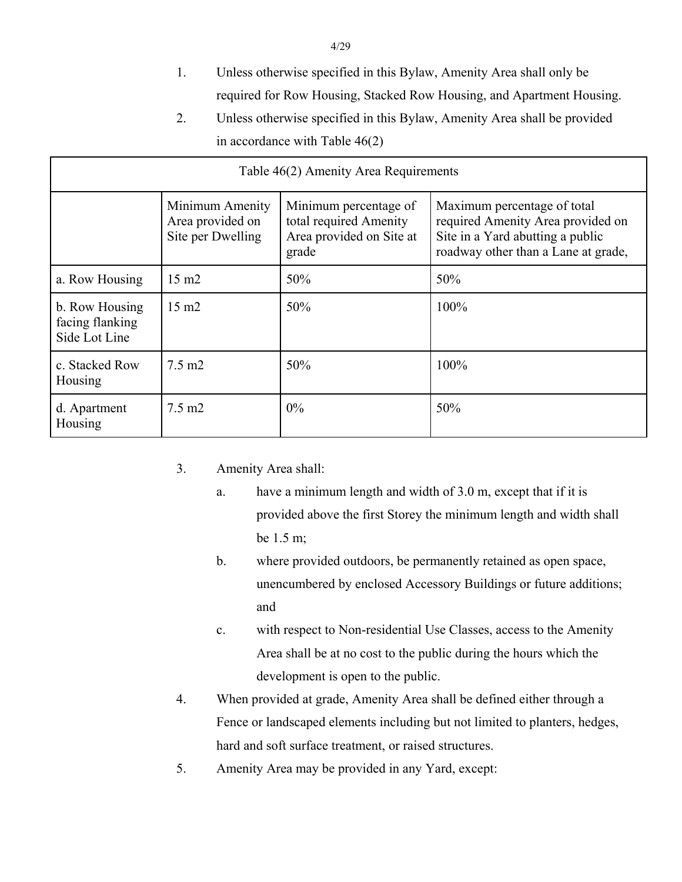1. Unless otherwise specified in this Bylaw, Amenity Area shall only be required for Row Housing, Stacked Row Housing, and Apartment Housing.
2. Unless otherwise specified in this Bylaw, Amenity Area shall be provided in accordance with Table 46(2)

| Table 46(2) Amenity Area Requirements | | | |
|---|---|---|---|
| | Minimum Amenity Area provided on Site per Dwelling | Minimum percentage of total required Amenity Area provided on Site at grade | Maximum percentage of total required Amenity Area provided on Site in a Yard abutting a public roadway other than a Lane at grade, |
| a. Row Housing | 15 m2 | 50% | 50% |
| b. Row Housing facing flanking Side Lot Line | 15 m2 | 50% | 100% |
| c. Stacked Row Housing | 7.5 m2 | 50% | 100% |
| d. Apartment Housing | 7.5 m2 | 0% | 50% |

3. Amenity Area shall:
   a. have a minimum length and width of 3.0 m, except that if it is provided above the first Storey the minimum length and width shall be 1.5 m;
   b. where provided outdoors, be permanently retained as open space, unencumbered by enclosed Accessory Buildings or future additions; and
   c. with respect to Non-residential Use Classes, access to the Amenity Area shall be at no cost to the public during the hours which the development is open to the public.
4. When provided at grade, Amenity Area shall be defined either through a Fence or landscaped elements including but not limited to planters, hedges, hard and soft surface treatment, or raised structures.
5. Amenity Area may be provided in any Yard, except: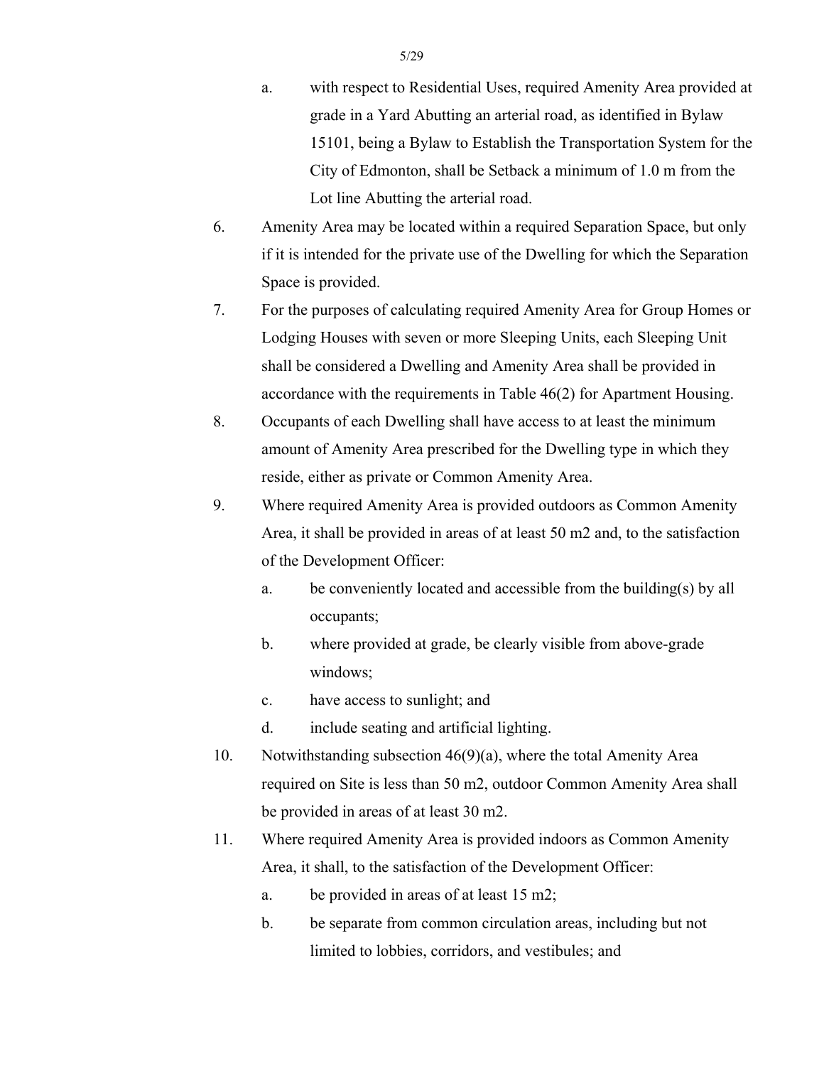a. with respect to Residential Uses, required Amenity Area provided at grade in a Yard Abutting an arterial road, as identified in Bylaw 15101, being a Bylaw to Establish the Transportation System for the City of Edmonton, shall be Setback a minimum of 1.0 m from the Lot line Abutting the arterial road.

6. Amenity Area may be located within a required Separation Space, but only if it is intended for the private use of the Dwelling for which the Separation Space is provided.

7. For the purposes of calculating required Amenity Area for Group Homes or Lodging Houses with seven or more Sleeping Units, each Sleeping Unit shall be considered a Dwelling and Amenity Area shall be provided in accordance with the requirements in Table 46(2) for Apartment Housing.

8. Occupants of each Dwelling shall have access to at least the minimum amount of Amenity Area prescribed for the Dwelling type in which they reside, either as private or Common Amenity Area.

9. Where required Amenity Area is provided outdoors as Common Amenity Area, it shall be provided in areas of at least 50 m2 and, to the satisfaction of the Development Officer:

    a. be conveniently located and accessible from the building(s) by all occupants;

    b. where provided at grade, be clearly visible from above-grade windows;

    c. have access to sunlight; and

    d. include seating and artificial lighting.

10. Notwithstanding subsection 46(9)(a), where the total Amenity Area required on Site is less than 50 m2, outdoor Common Amenity Area shall be provided in areas of at least 30 m2.

11. Where required Amenity Area is provided indoors as Common Amenity Area, it shall, to the satisfaction of the Development Officer:

    a. be provided in areas of at least 15 m2;

    b. be separate from common circulation areas, including but not limited to lobbies, corridors, and vestibules; and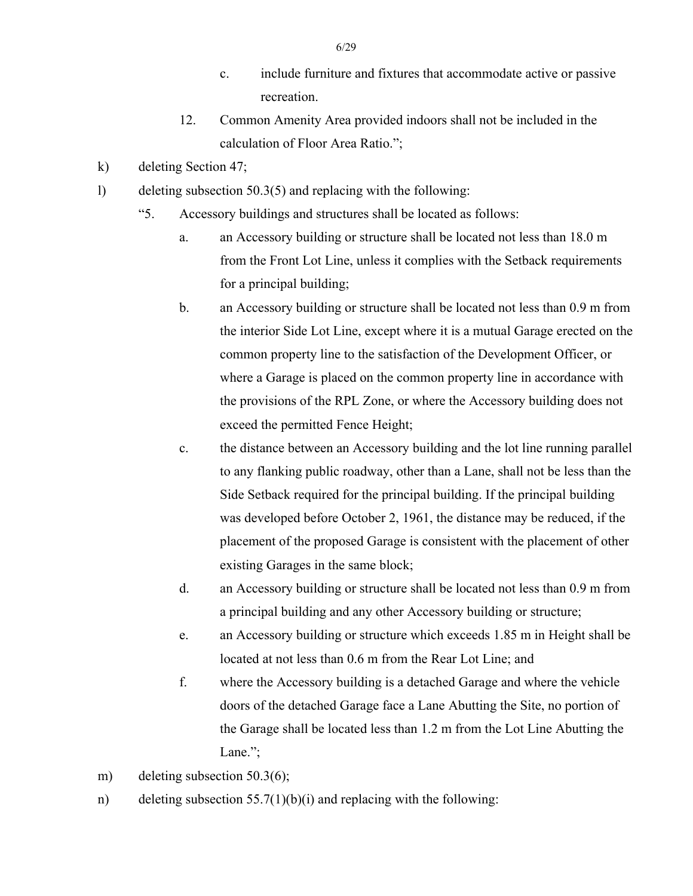c. include furniture and fixtures that accommodate active or passive recreation.

12. Common Amenity Area provided indoors shall not be included in the calculation of Floor Area Ratio.";

k) deleting Section 47;

l) deleting subsection 50.3(5) and replacing with the following:

"5. Accessory buildings and structures shall be located as follows:

a. an Accessory building or structure shall be located not less than 18.0 m from the Front Lot Line, unless it complies with the Setback requirements for a principal building;

b. an Accessory building or structure shall be located not less than 0.9 m from the interior Side Lot Line, except where it is a mutual Garage erected on the common property line to the satisfaction of the Development Officer, or where a Garage is placed on the common property line in accordance with the provisions of the RPL Zone, or where the Accessory building does not exceed the permitted Fence Height;

c. the distance between an Accessory building and the lot line running parallel to any flanking public roadway, other than a Lane, shall not be less than the Side Setback required for the principal building. If the principal building was developed before October 2, 1961, the distance may be reduced, if the placement of the proposed Garage is consistent with the placement of other existing Garages in the same block;

d. an Accessory building or structure shall be located not less than 0.9 m from a principal building and any other Accessory building or structure;

e. an Accessory building or structure which exceeds 1.85 m in Height shall be located at not less than 0.6 m from the Rear Lot Line; and

f. where the Accessory building is a detached Garage and where the vehicle doors of the detached Garage face a Lane Abutting the Site, no portion of the Garage shall be located less than 1.2 m from the Lot Line Abutting the Lane.";

m) deleting subsection 50.3(6);

n) deleting subsection 55.7(1)(b)(i) and replacing with the following: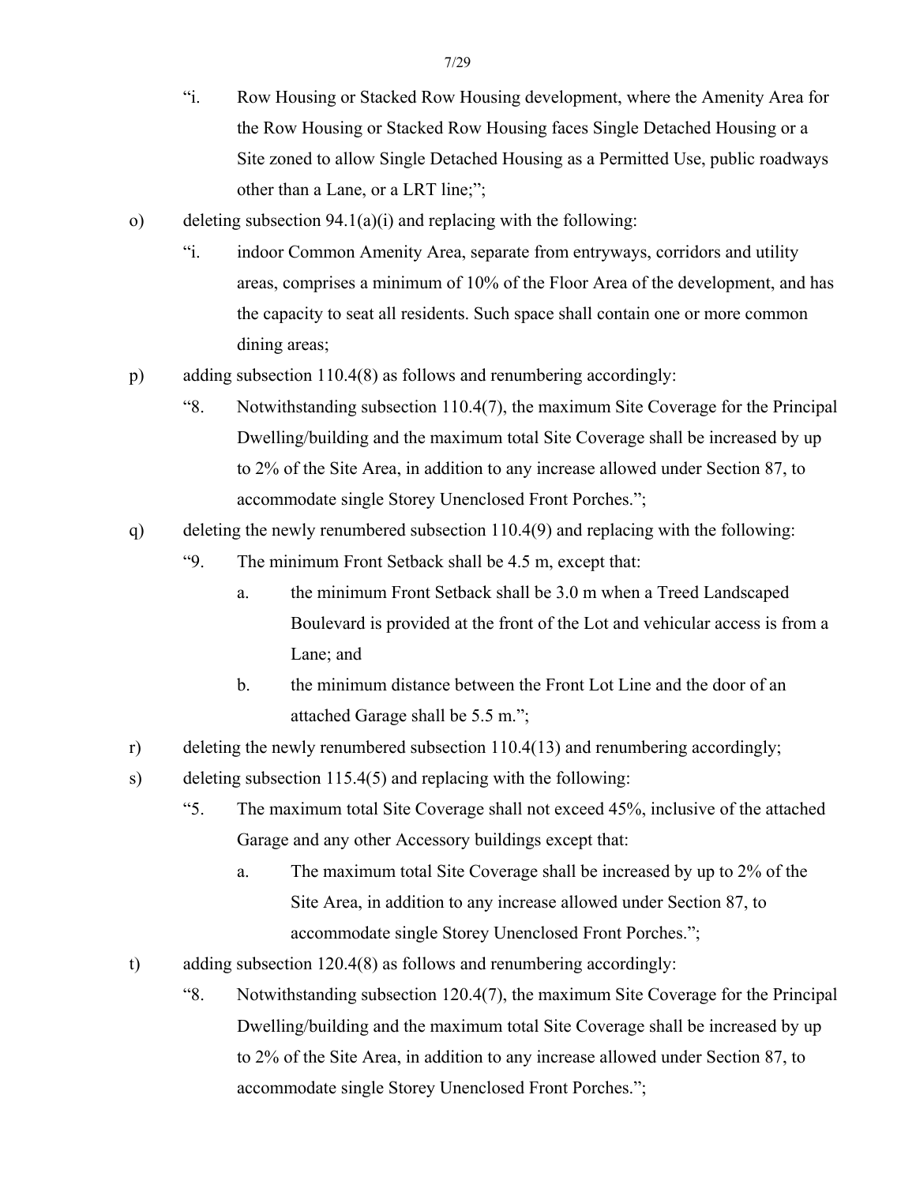“i. Row Housing or Stacked Row Housing development, where the Amenity Area for the Row Housing or Stacked Row Housing faces Single Detached Housing or a Site zoned to allow Single Detached Housing as a Permitted Use, public roadways other than a Lane, or a LRT line;”;

o) deleting subsection 94.1(a)(i) and replacing with the following:

“i. indoor Common Amenity Area, separate from entryways, corridors and utility areas, comprises a minimum of 10% of the Floor Area of the development, and has the capacity to seat all residents. Such space shall contain one or more common dining areas;

p) adding subsection 110.4(8) as follows and renumbering accordingly:

“8. Notwithstanding subsection 110.4(7), the maximum Site Coverage for the Principal Dwelling/building and the maximum total Site Coverage shall be increased by up to 2% of the Site Area, in addition to any increase allowed under Section 87, to accommodate single Storey Unenclosed Front Porches.”;

q) deleting the newly renumbered subsection 110.4(9) and replacing with the following:

“9. The minimum Front Setback shall be 4.5 m, except that:

a. the minimum Front Setback shall be 3.0 m when a Treed Landscaped Boulevard is provided at the front of the Lot and vehicular access is from a Lane; and

b. the minimum distance between the Front Lot Line and the door of an attached Garage shall be 5.5 m.”;

r) deleting the newly renumbered subsection 110.4(13) and renumbering accordingly;

s) deleting subsection 115.4(5) and replacing with the following:

“5. The maximum total Site Coverage shall not exceed 45%, inclusive of the attached Garage and any other Accessory buildings except that:

a. The maximum total Site Coverage shall be increased by up to 2% of the Site Area, in addition to any increase allowed under Section 87, to accommodate single Storey Unenclosed Front Porches.”;

t) adding subsection 120.4(8) as follows and renumbering accordingly:

“8. Notwithstanding subsection 120.4(7), the maximum Site Coverage for the Principal Dwelling/building and the maximum total Site Coverage shall be increased by up to 2% of the Site Area, in addition to any increase allowed under Section 87, to accommodate single Storey Unenclosed Front Porches.”;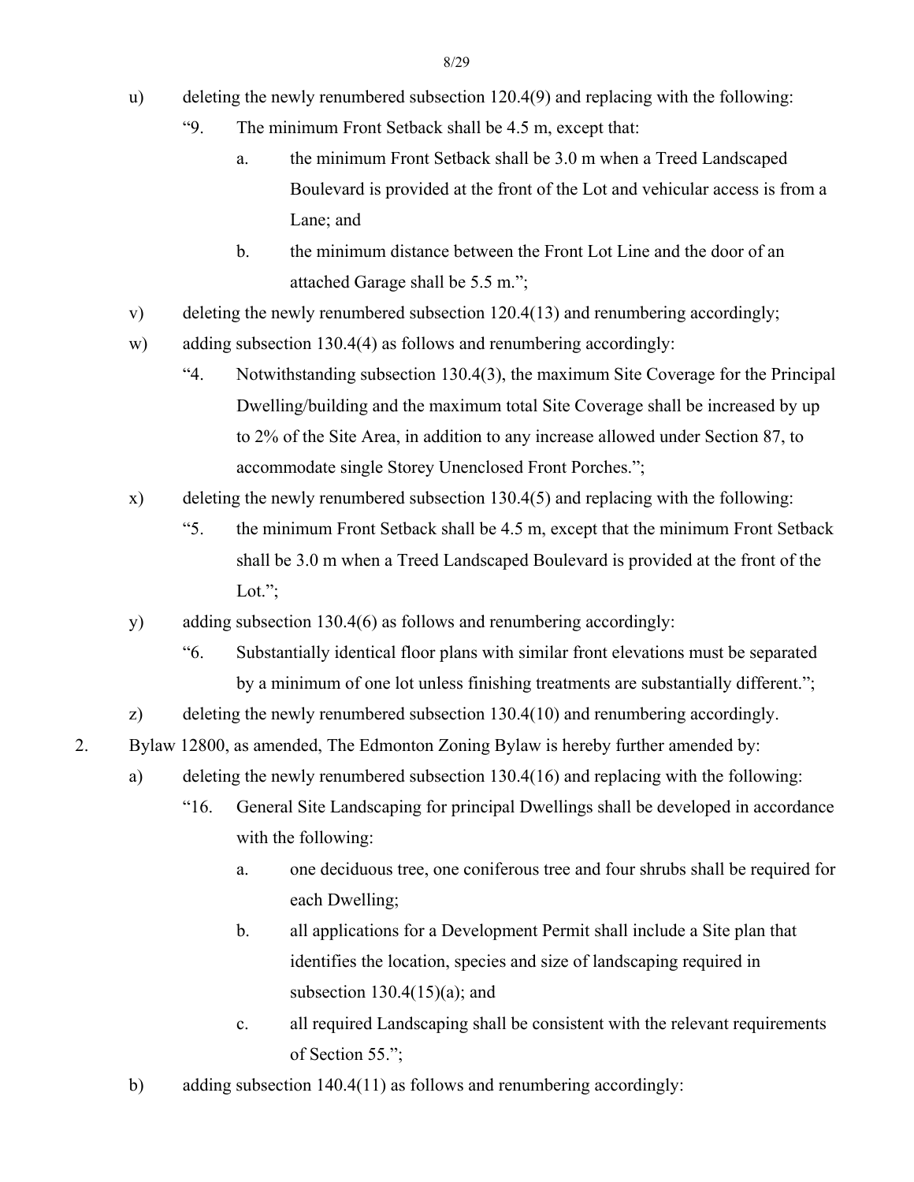u) deleting the newly renumbered subsection 120.4(9) and replacing with the following:

   "9. The minimum Front Setback shall be 4.5 m, except that:

      a. the minimum Front Setback shall be 3.0 m when a Treed Landscaped Boulevard is provided at the front of the Lot and vehicular access is from a Lane; and

      b. the minimum distance between the Front Lot Line and the door of an attached Garage shall be 5.5 m.";

v) deleting the newly renumbered subsection 120.4(13) and renumbering accordingly;

w) adding subsection 130.4(4) as follows and renumbering accordingly:

   "4. Notwithstanding subsection 130.4(3), the maximum Site Coverage for the Principal Dwelling/building and the maximum total Site Coverage shall be increased by up to 2% of the Site Area, in addition to any increase allowed under Section 87, to accommodate single Storey Unenclosed Front Porches.";

x) deleting the newly renumbered subsection 130.4(5) and replacing with the following:

   "5. the minimum Front Setback shall be 4.5 m, except that the minimum Front Setback shall be 3.0 m when a Treed Landscaped Boulevard is provided at the front of the Lot.";

y) adding subsection 130.4(6) as follows and renumbering accordingly:

   "6. Substantially identical floor plans with similar front elevations must be separated by a minimum of one lot unless finishing treatments are substantially different.";

z) deleting the newly renumbered subsection 130.4(10) and renumbering accordingly.

2. Bylaw 12800, as amended, The Edmonton Zoning Bylaw is hereby further amended by:

   a) deleting the newly renumbered subsection 130.4(16) and replacing with the following:

      "16. General Site Landscaping for principal Dwellings shall be developed in accordance with the following:

         a. one deciduous tree, one coniferous tree and four shrubs shall be required for each Dwelling;

         b. all applications for a Development Permit shall include a Site plan that identifies the location, species and size of landscaping required in subsection 130.4(15)(a); and

         c. all required Landscaping shall be consistent with the relevant requirements of Section 55.";

   b) adding subsection 140.4(11) as follows and renumbering accordingly: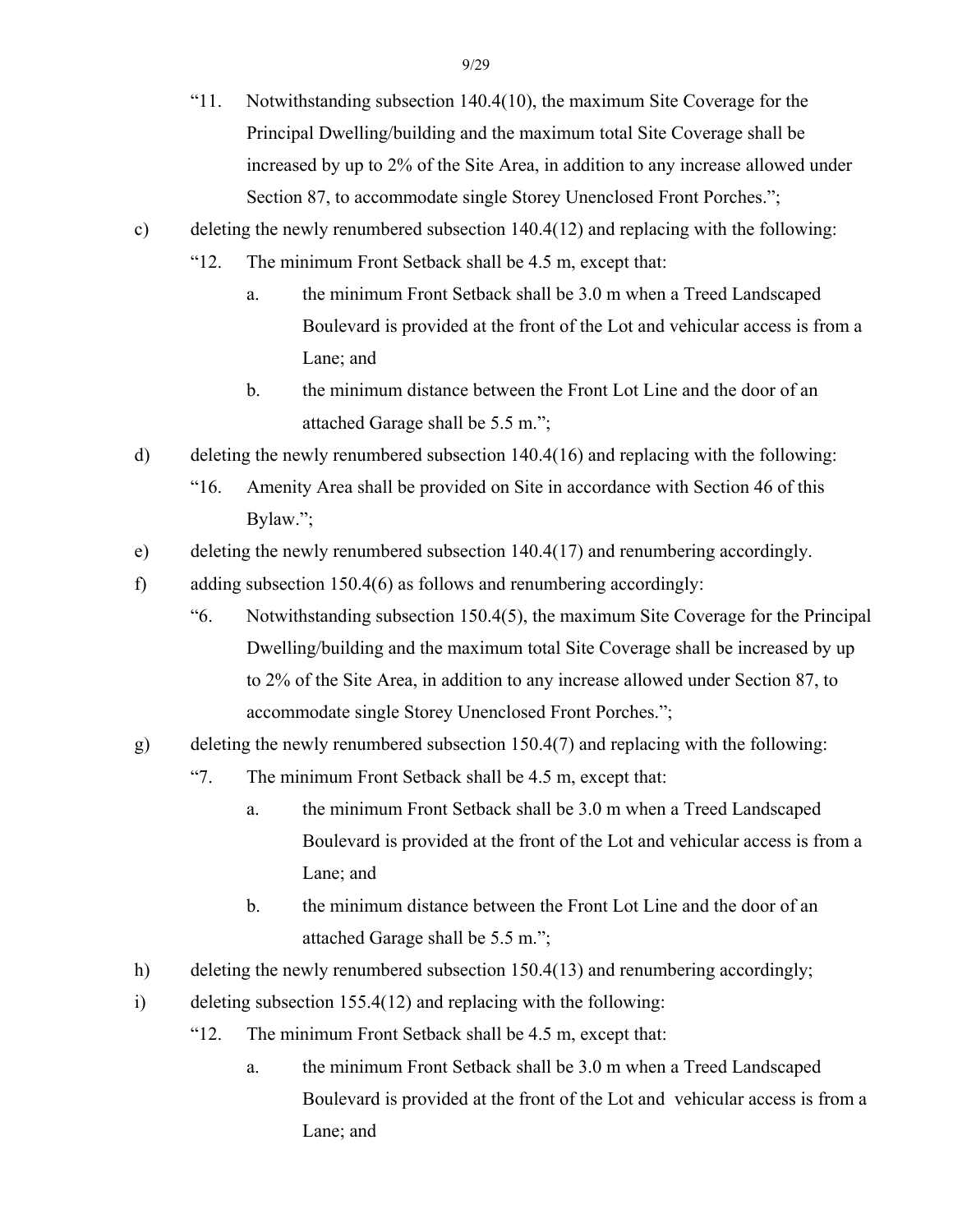"11. Notwithstanding subsection 140.4(10), the maximum Site Coverage for the Principal Dwelling/building and the maximum total Site Coverage shall be increased by up to 2% of the Site Area, in addition to any increase allowed under Section 87, to accommodate single Storey Unenclosed Front Porches.";

c) deleting the newly renumbered subsection 140.4(12) and replacing with the following:

"12. The minimum Front Setback shall be 4.5 m, except that:

a. the minimum Front Setback shall be 3.0 m when a Treed Landscaped Boulevard is provided at the front of the Lot and vehicular access is from a Lane; and

b. the minimum distance between the Front Lot Line and the door of an attached Garage shall be 5.5 m.";

d) deleting the newly renumbered subsection 140.4(16) and replacing with the following:

"16. Amenity Area shall be provided on Site in accordance with Section 46 of this Bylaw.";

e) deleting the newly renumbered subsection 140.4(17) and renumbering accordingly.

f) adding subsection 150.4(6) as follows and renumbering accordingly:

"6. Notwithstanding subsection 150.4(5), the maximum Site Coverage for the Principal Dwelling/building and the maximum total Site Coverage shall be increased by up to 2% of the Site Area, in addition to any increase allowed under Section 87, to accommodate single Storey Unenclosed Front Porches.";

g) deleting the newly renumbered subsection 150.4(7) and replacing with the following:

"7. The minimum Front Setback shall be 4.5 m, except that:

a. the minimum Front Setback shall be 3.0 m when a Treed Landscaped Boulevard is provided at the front of the Lot and vehicular access is from a Lane; and

b. the minimum distance between the Front Lot Line and the door of an attached Garage shall be 5.5 m.";

h) deleting the newly renumbered subsection 150.4(13) and renumbering accordingly;

i) deleting subsection 155.4(12) and replacing with the following:

"12. The minimum Front Setback shall be 4.5 m, except that:

a. the minimum Front Setback shall be 3.0 m when a Treed Landscaped Boulevard is provided at the front of the Lot and vehicular access is from a Lane; and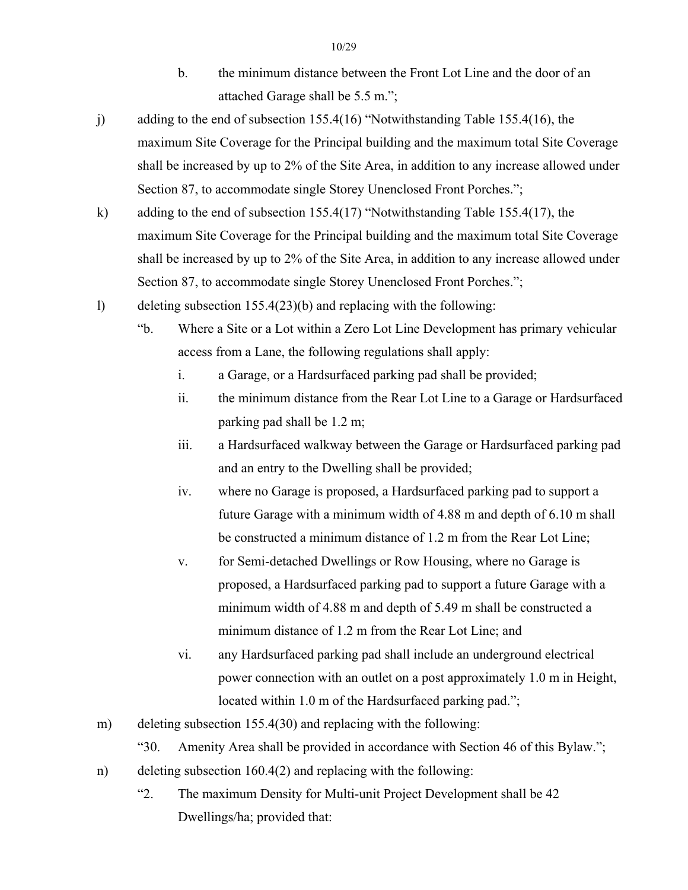b. the minimum distance between the Front Lot Line and the door of an attached Garage shall be 5.5 m.";

j) adding to the end of subsection 155.4(16) "Notwithstanding Table 155.4(16), the maximum Site Coverage for the Principal building and the maximum total Site Coverage shall be increased by up to 2% of the Site Area, in addition to any increase allowed under Section 87, to accommodate single Storey Unenclosed Front Porches.";

k) adding to the end of subsection 155.4(17) "Notwithstanding Table 155.4(17), the maximum Site Coverage for the Principal building and the maximum total Site Coverage shall be increased by up to 2% of the Site Area, in addition to any increase allowed under Section 87, to accommodate single Storey Unenclosed Front Porches.";

l) deleting subsection 155.4(23)(b) and replacing with the following:

"b. Where a Site or a Lot within a Zero Lot Line Development has primary vehicular access from a Lane, the following regulations shall apply:

i. a Garage, or a Hardsurfaced parking pad shall be provided;

ii. the minimum distance from the Rear Lot Line to a Garage or Hardsurfaced parking pad shall be 1.2 m;

iii. a Hardsurfaced walkway between the Garage or Hardsurfaced parking pad and an entry to the Dwelling shall be provided;

iv. where no Garage is proposed, a Hardsurfaced parking pad to support a future Garage with a minimum width of 4.88 m and depth of 6.10 m shall be constructed a minimum distance of 1.2 m from the Rear Lot Line;

v. for Semi-detached Dwellings or Row Housing, where no Garage is proposed, a Hardsurfaced parking pad to support a future Garage with a minimum width of 4.88 m and depth of 5.49 m shall be constructed a minimum distance of 1.2 m from the Rear Lot Line; and

vi. any Hardsurfaced parking pad shall include an underground electrical power connection with an outlet on a post approximately 1.0 m in Height, located within 1.0 m of the Hardsurfaced parking pad.";

m) deleting subsection 155.4(30) and replacing with the following:

"30. Amenity Area shall be provided in accordance with Section 46 of this Bylaw.";

n) deleting subsection 160.4(2) and replacing with the following:

"2. The maximum Density for Multi-unit Project Development shall be 42 Dwellings/ha; provided that: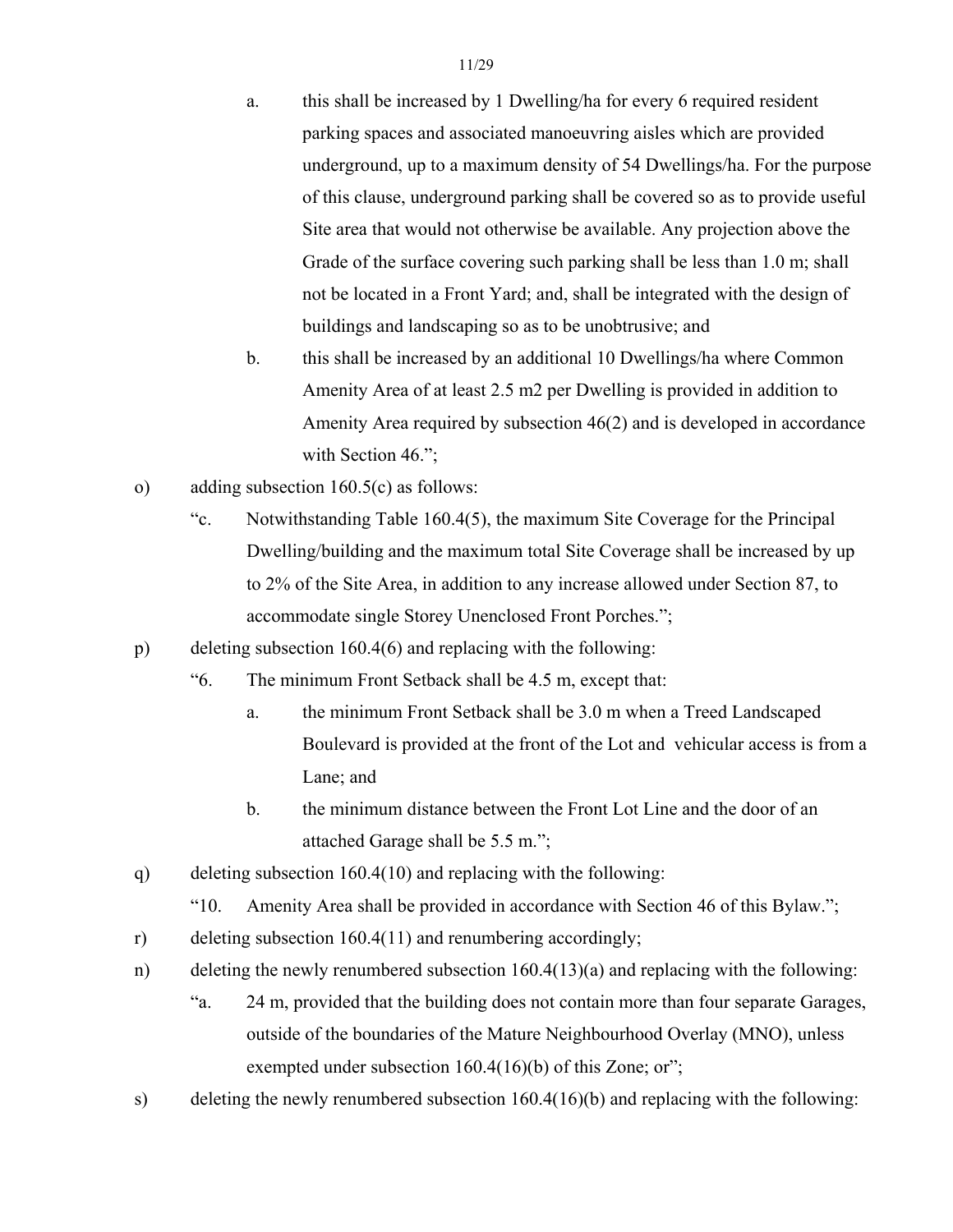a. this shall be increased by 1 Dwelling/ha for every 6 required resident parking spaces and associated manoeuvring aisles which are provided underground, up to a maximum density of 54 Dwellings/ha. For the purpose of this clause, underground parking shall be covered so as to provide useful Site area that would not otherwise be available. Any projection above the Grade of the surface covering such parking shall be less than 1.0 m; shall not be located in a Front Yard; and, shall be integrated with the design of buildings and landscaping so as to be unobtrusive; and

   b. this shall be increased by an additional 10 Dwellings/ha where Common Amenity Area of at least 2.5 m2 per Dwelling is provided in addition to Amenity Area required by subsection 46(2) and is developed in accordance with Section 46.";

o) adding subsection 160.5(c) as follows:

   "c. Notwithstanding Table 160.4(5), the maximum Site Coverage for the Principal Dwelling/building and the maximum total Site Coverage shall be increased by up to 2% of the Site Area, in addition to any increase allowed under Section 87, to accommodate single Storey Unenclosed Front Porches.";

p) deleting subsection 160.4(6) and replacing with the following:

   "6. The minimum Front Setback shall be 4.5 m, except that:

   a. the minimum Front Setback shall be 3.0 m when a Treed Landscaped Boulevard is provided at the front of the Lot and vehicular access is from a Lane; and

   b. the minimum distance between the Front Lot Line and the door of an attached Garage shall be 5.5 m.";

q) deleting subsection 160.4(10) and replacing with the following:

   "10. Amenity Area shall be provided in accordance with Section 46 of this Bylaw.";

r) deleting subsection 160.4(11) and renumbering accordingly;

n) deleting the newly renumbered subsection 160.4(13)(a) and replacing with the following:

   "a. 24 m, provided that the building does not contain more than four separate Garages, outside of the boundaries of the Mature Neighbourhood Overlay (MNO), unless exempted under subsection 160.4(16)(b) of this Zone; or";

s) deleting the newly renumbered subsection 160.4(16)(b) and replacing with the following: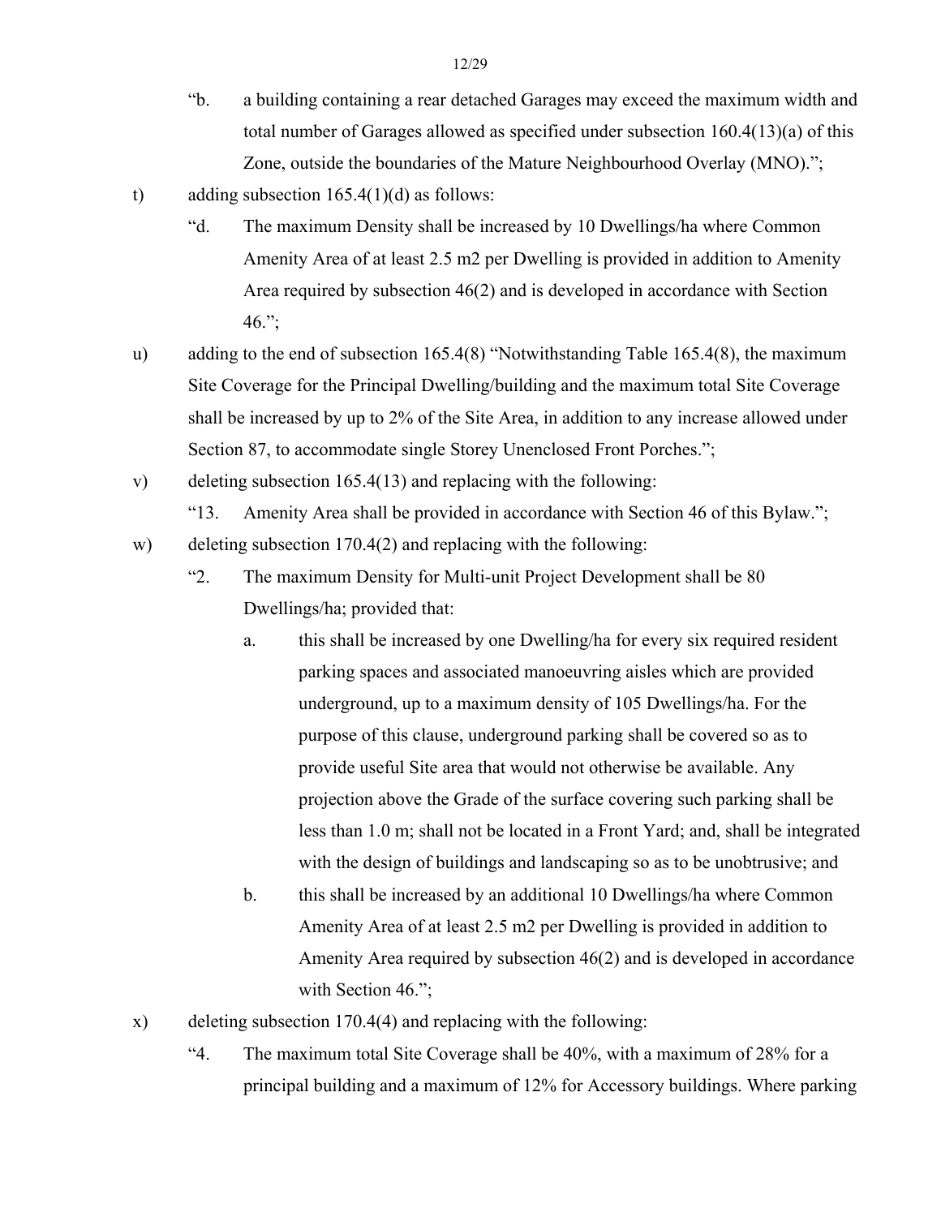"b. a building containing a rear detached Garages may exceed the maximum width and total number of Garages allowed as specified under subsection 160.4(13)(a) of this Zone, outside the boundaries of the Mature Neighbourhood Overlay (MNO).";

t) adding subsection 165.4(1)(d) as follows:

"d. The maximum Density shall be increased by 10 Dwellings/ha where Common Amenity Area of at least 2.5 m2 per Dwelling is provided in addition to Amenity Area required by subsection 46(2) and is developed in accordance with Section 46.";

u) adding to the end of subsection 165.4(8) "Notwithstanding Table 165.4(8), the maximum Site Coverage for the Principal Dwelling/building and the maximum total Site Coverage shall be increased by up to 2% of the Site Area, in addition to any increase allowed under Section 87, to accommodate single Storey Unenclosed Front Porches.";

v) deleting subsection 165.4(13) and replacing with the following:

"13. Amenity Area shall be provided in accordance with Section 46 of this Bylaw.";

w) deleting subsection 170.4(2) and replacing with the following:

"2. The maximum Density for Multi-unit Project Development shall be 80 Dwellings/ha; provided that:

a. this shall be increased by one Dwelling/ha for every six required resident parking spaces and associated manoeuvring aisles which are provided underground, up to a maximum density of 105 Dwellings/ha. For the purpose of this clause, underground parking shall be covered so as to provide useful Site area that would not otherwise be available. Any projection above the Grade of the surface covering such parking shall be less than 1.0 m; shall not be located in a Front Yard; and, shall be integrated with the design of buildings and landscaping so as to be unobtrusive; and

b. this shall be increased by an additional 10 Dwellings/ha where Common Amenity Area of at least 2.5 m2 per Dwelling is provided in addition to Amenity Area required by subsection 46(2) and is developed in accordance with Section 46.";

x) deleting subsection 170.4(4) and replacing with the following:

"4. The maximum total Site Coverage shall be 40%, with a maximum of 28% for a principal building and a maximum of 12% for Accessory buildings. Where parking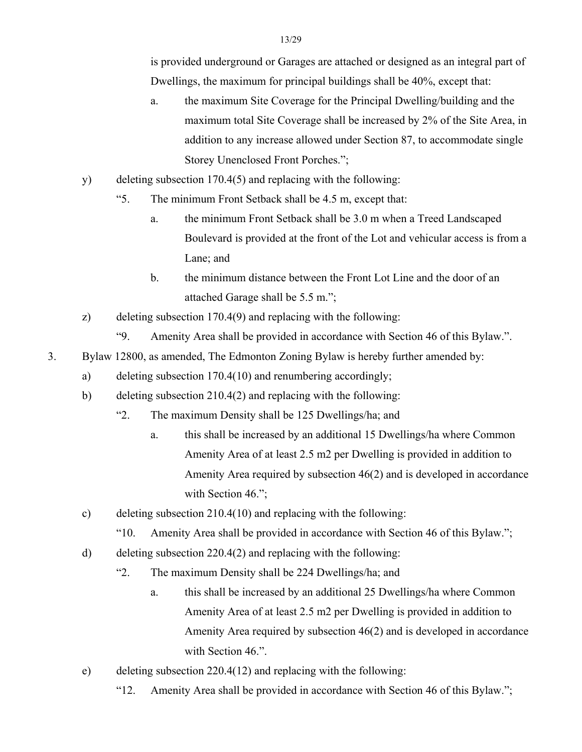is provided underground or Garages are attached or designed as an integral part of Dwellings, the maximum for principal buildings shall be 40%, except that:

   a. the maximum Site Coverage for the Principal Dwelling/building and the maximum total Site Coverage shall be increased by 2% of the Site Area, in addition to any increase allowed under Section 87, to accommodate single Storey Unenclosed Front Porches.";

y) deleting subsection 170.4(5) and replacing with the following:

   "5. The minimum Front Setback shall be 4.5 m, except that:

      a. the minimum Front Setback shall be 3.0 m when a Treed Landscaped Boulevard is provided at the front of the Lot and vehicular access is from a Lane; and

      b. the minimum distance between the Front Lot Line and the door of an attached Garage shall be 5.5 m.";

z) deleting subsection 170.4(9) and replacing with the following:

   "9. Amenity Area shall be provided in accordance with Section 46 of this Bylaw.".

3. Bylaw 12800, as amended, The Edmonton Zoning Bylaw is hereby further amended by:

   a) deleting subsection 170.4(10) and renumbering accordingly;

   b) deleting subsection 210.4(2) and replacing with the following:

      "2. The maximum Density shall be 125 Dwellings/ha; and

         a. this shall be increased by an additional 15 Dwellings/ha where Common Amenity Area of at least 2.5 m2 per Dwelling is provided in addition to Amenity Area required by subsection 46(2) and is developed in accordance with Section 46.";

   c) deleting subsection 210.4(10) and replacing with the following:

      "10. Amenity Area shall be provided in accordance with Section 46 of this Bylaw.";

   d) deleting subsection 220.4(2) and replacing with the following:

      "2. The maximum Density shall be 224 Dwellings/ha; and

         a. this shall be increased by an additional 25 Dwellings/ha where Common Amenity Area of at least 2.5 m2 per Dwelling is provided in addition to Amenity Area required by subsection 46(2) and is developed in accordance with Section 46.".

   e) deleting subsection 220.4(12) and replacing with the following:

      "12. Amenity Area shall be provided in accordance with Section 46 of this Bylaw.";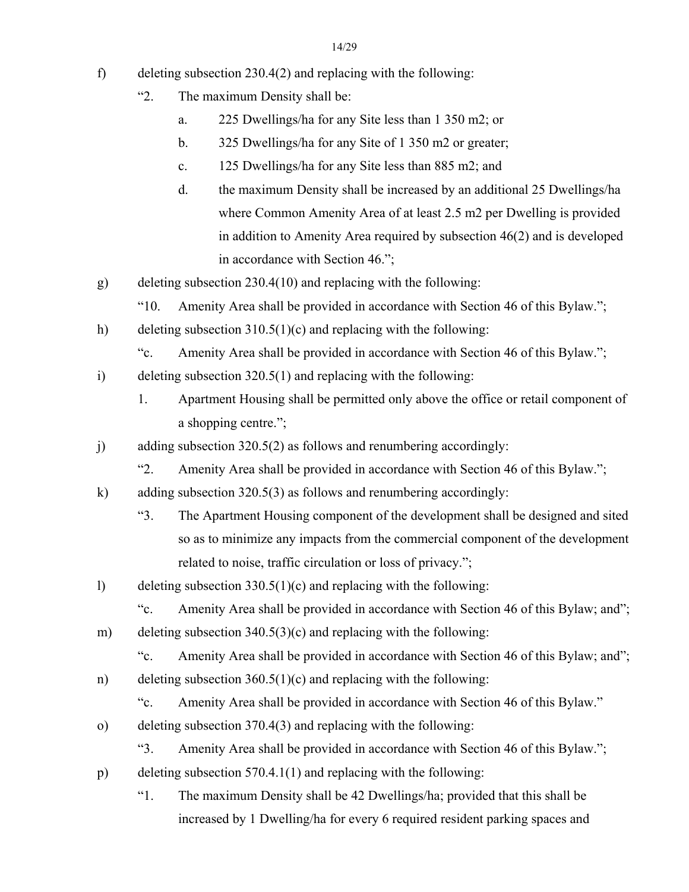f) deleting subsection 230.4(2) and replacing with the following:

   "2. The maximum Density shall be:

      a. 225 Dwellings/ha for any Site less than 1 350 m2; or

      b. 325 Dwellings/ha for any Site of 1 350 m2 or greater;

      c. 125 Dwellings/ha for any Site less than 885 m2; and

      d. the maximum Density shall be increased by an additional 25 Dwellings/ha where Common Amenity Area of at least 2.5 m2 per Dwelling is provided in addition to Amenity Area required by subsection 46(2) and is developed in accordance with Section 46.";

g) deleting subsection 230.4(10) and replacing with the following:

   "10. Amenity Area shall be provided in accordance with Section 46 of this Bylaw.";

h) deleting subsection 310.5(1)(c) and replacing with the following:

   "c. Amenity Area shall be provided in accordance with Section 46 of this Bylaw.";

i) deleting subsection 320.5(1) and replacing with the following:

   1. Apartment Housing shall be permitted only above the office or retail component of a shopping centre.";

j) adding subsection 320.5(2) as follows and renumbering accordingly:

   "2. Amenity Area shall be provided in accordance with Section 46 of this Bylaw.";

k) adding subsection 320.5(3) as follows and renumbering accordingly:

   "3. The Apartment Housing component of the development shall be designed and sited so as to minimize any impacts from the commercial component of the development related to noise, traffic circulation or loss of privacy.";

l) deleting subsection 330.5(1)(c) and replacing with the following:

   "c. Amenity Area shall be provided in accordance with Section 46 of this Bylaw; and";

m) deleting subsection 340.5(3)(c) and replacing with the following:

   "c. Amenity Area shall be provided in accordance with Section 46 of this Bylaw; and";

n) deleting subsection 360.5(1)(c) and replacing with the following:

   "c. Amenity Area shall be provided in accordance with Section 46 of this Bylaw."

o) deleting subsection 370.4(3) and replacing with the following:

   "3. Amenity Area shall be provided in accordance with Section 46 of this Bylaw.";

p) deleting subsection 570.4.1(1) and replacing with the following:

   "1. The maximum Density shall be 42 Dwellings/ha; provided that this shall be increased by 1 Dwelling/ha for every 6 required resident parking spaces and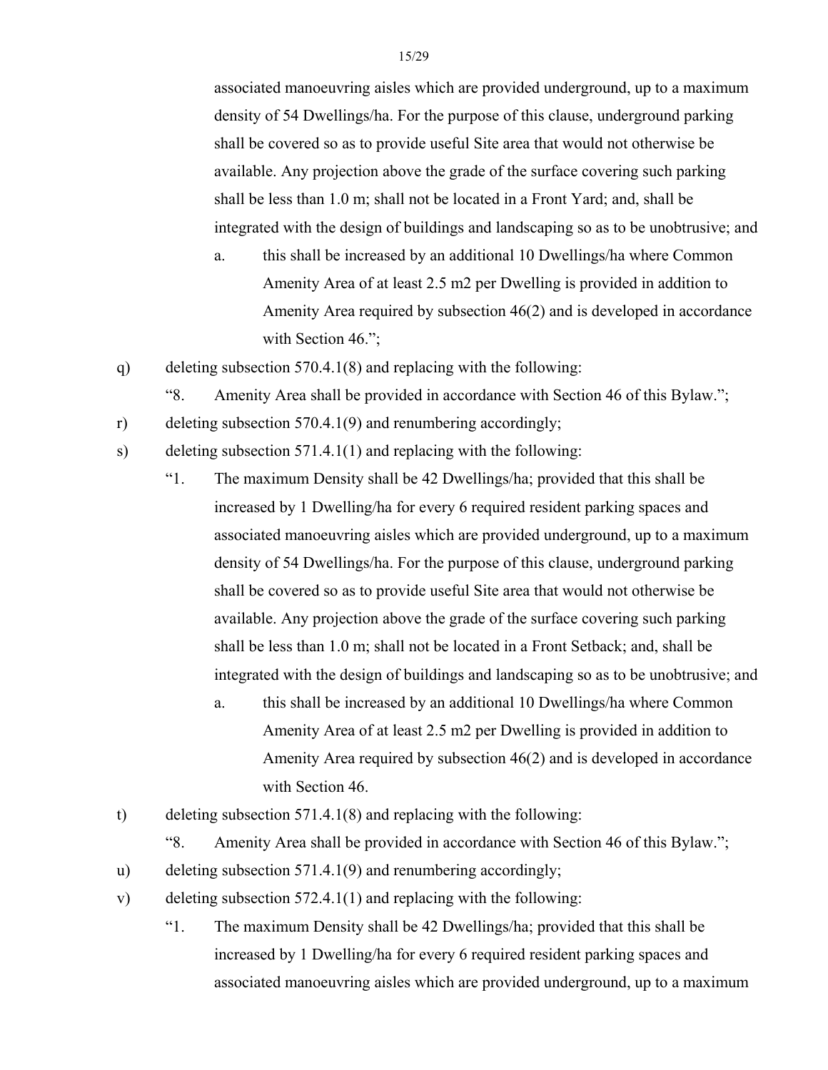associated manoeuvring aisles which are provided underground, up to a maximum density of 54 Dwellings/ha. For the purpose of this clause, underground parking shall be covered so as to provide useful Site area that would not otherwise be available. Any projection above the grade of the surface covering such parking shall be less than 1.0 m; shall not be located in a Front Yard; and, shall be integrated with the design of buildings and landscaping so as to be unobtrusive; and

a. this shall be increased by an additional 10 Dwellings/ha where Common Amenity Area of at least 2.5 m2 per Dwelling is provided in addition to Amenity Area required by subsection 46(2) and is developed in accordance with Section 46.";

q) deleting subsection 570.4.1(8) and replacing with the following:

"8. Amenity Area shall be provided in accordance with Section 46 of this Bylaw.";

r) deleting subsection 570.4.1(9) and renumbering accordingly;

s) deleting subsection 571.4.1(1) and replacing with the following:

"1. The maximum Density shall be 42 Dwellings/ha; provided that this shall be increased by 1 Dwelling/ha for every 6 required resident parking spaces and associated manoeuvring aisles which are provided underground, up to a maximum density of 54 Dwellings/ha. For the purpose of this clause, underground parking shall be covered so as to provide useful Site area that would not otherwise be available. Any projection above the grade of the surface covering such parking shall be less than 1.0 m; shall not be located in a Front Setback; and, shall be integrated with the design of buildings and landscaping so as to be unobtrusive; and

a. this shall be increased by an additional 10 Dwellings/ha where Common Amenity Area of at least 2.5 m2 per Dwelling is provided in addition to Amenity Area required by subsection 46(2) and is developed in accordance with Section 46.

t) deleting subsection 571.4.1(8) and replacing with the following:

"8. Amenity Area shall be provided in accordance with Section 46 of this Bylaw.";

u) deleting subsection 571.4.1(9) and renumbering accordingly;

v) deleting subsection 572.4.1(1) and replacing with the following:

"1. The maximum Density shall be 42 Dwellings/ha; provided that this shall be increased by 1 Dwelling/ha for every 6 required resident parking spaces and associated manoeuvring aisles which are provided underground, up to a maximum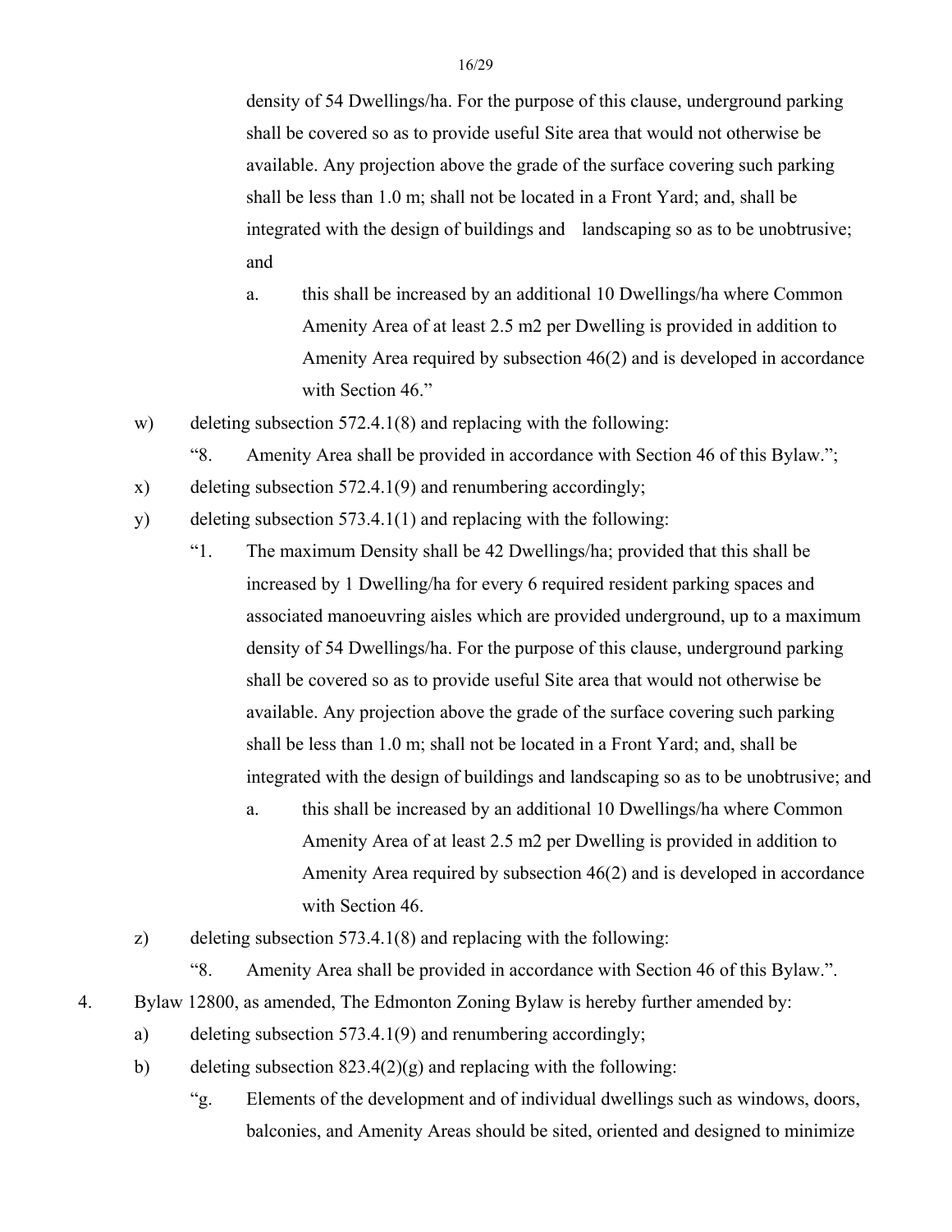density of 54 Dwellings/ha. For the purpose of this clause, underground parking shall be covered so as to provide useful Site area that would not otherwise be available. Any projection above the grade of the surface covering such parking shall be less than 1.0 m; shall not be located in a Front Yard; and, shall be integrated with the design of buildings and landscaping so as to be unobtrusive; and

a. this shall be increased by an additional 10 Dwellings/ha where Common Amenity Area of at least 2.5 m2 per Dwelling is provided in addition to Amenity Area required by subsection 46(2) and is developed in accordance with Section 46."

w) deleting subsection 572.4.1(8) and replacing with the following:

"8. Amenity Area shall be provided in accordance with Section 46 of this Bylaw.";

x) deleting subsection 572.4.1(9) and renumbering accordingly;

y) deleting subsection 573.4.1(1) and replacing with the following:

"1. The maximum Density shall be 42 Dwellings/ha; provided that this shall be increased by 1 Dwelling/ha for every 6 required resident parking spaces and associated manoeuvring aisles which are provided underground, up to a maximum density of 54 Dwellings/ha. For the purpose of this clause, underground parking shall be covered so as to provide useful Site area that would not otherwise be available. Any projection above the grade of the surface covering such parking shall be less than 1.0 m; shall not be located in a Front Yard; and, shall be integrated with the design of buildings and landscaping so as to be unobtrusive; and

a. this shall be increased by an additional 10 Dwellings/ha where Common Amenity Area of at least 2.5 m2 per Dwelling is provided in addition to Amenity Area required by subsection 46(2) and is developed in accordance with Section 46.

z) deleting subsection 573.4.1(8) and replacing with the following:

"8. Amenity Area shall be provided in accordance with Section 46 of this Bylaw.".

4. Bylaw 12800, as amended, The Edmonton Zoning Bylaw is hereby further amended by:

a) deleting subsection 573.4.1(9) and renumbering accordingly;

b) deleting subsection 823.4(2)(g) and replacing with the following:

"g. Elements of the development and of individual dwellings such as windows, doors, balconies, and Amenity Areas should be sited, oriented and designed to minimize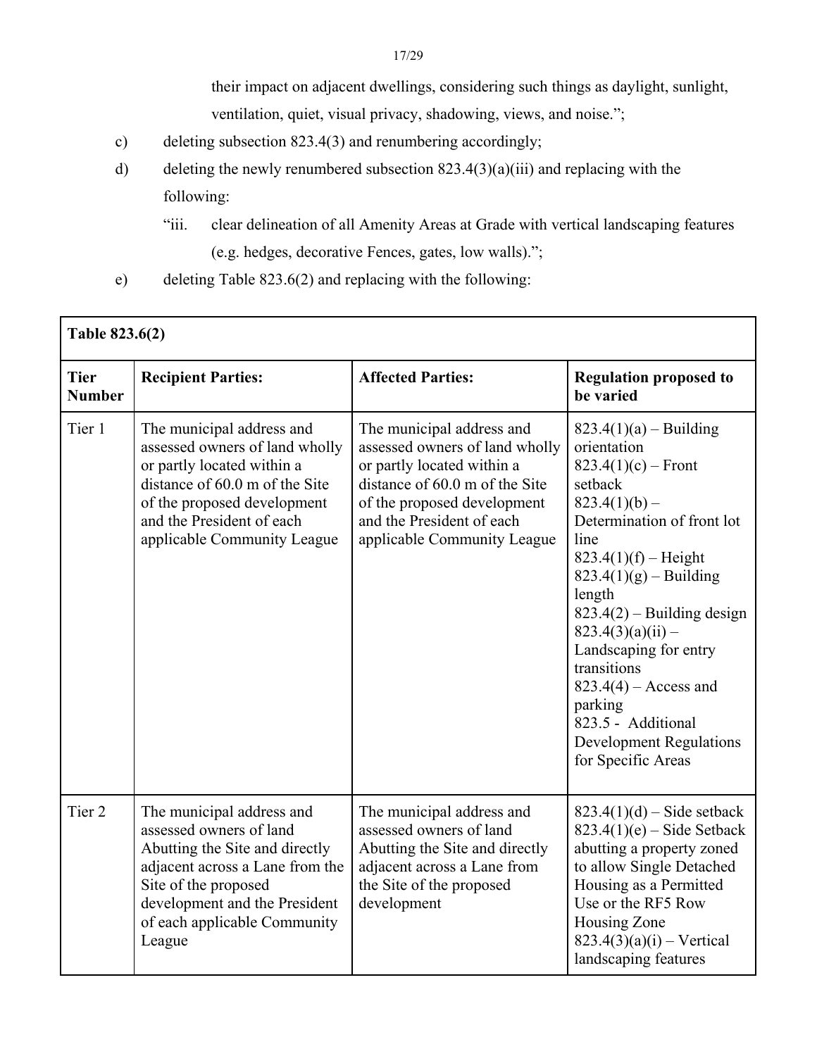their impact on adjacent dwellings, considering such things as daylight, sunlight, ventilation, quiet, visual privacy, shadowing, views, and noise.";

c) deleting subsection 823.4(3) and renumbering accordingly;

d) deleting the newly renumbered subsection 823.4(3)(a)(iii) and replacing with the following:

"iii. clear delineation of all Amenity Areas at Grade with vertical landscaping features (e.g. hedges, decorative Fences, gates, low walls).";

e) deleting Table 823.6(2) and replacing with the following:

| **Table 823.6(2)** | | | |
|---|---|---|---|
| **Tier Number** | **Recipient Parties:** | **Affected Parties:** | **Regulation proposed to be varied** |
| Tier 1 | The municipal address and assessed owners of land wholly or partly located within a distance of 60.0 m of the Site of the proposed development and the President of each applicable Community League | The municipal address and assessed owners of land wholly or partly located within a distance of 60.0 m of the Site of the proposed development and the President of each applicable Community League | 823.4(1)(a) – Building orientation<br>823.4(1)(c) – Front setback<br>823.4(1)(b) – Determination of front lot line<br>823.4(1)(f) – Height<br>823.4(1)(g) – Building length<br>823.4(2) – Building design<br>823.4(3)(a)(ii) – Landscaping for entry transitions<br>823.4(4) – Access and parking<br>823.5 - Additional Development Regulations for Specific Areas |
| Tier 2 | The municipal address and assessed owners of land Abutting the Site and directly adjacent across a Lane from the Site of the proposed development and the President of each applicable Community League | The municipal address and assessed owners of land Abutting the Site and directly adjacent across a Lane from the Site of the proposed development | 823.4(1)(d) – Side setback<br>823.4(1)(e) – Side Setback abutting a property zoned to allow Single Detached Housing as a Permitted Use or the RF5 Row Housing Zone<br>823.4(3)(a)(i) – Vertical landscaping features |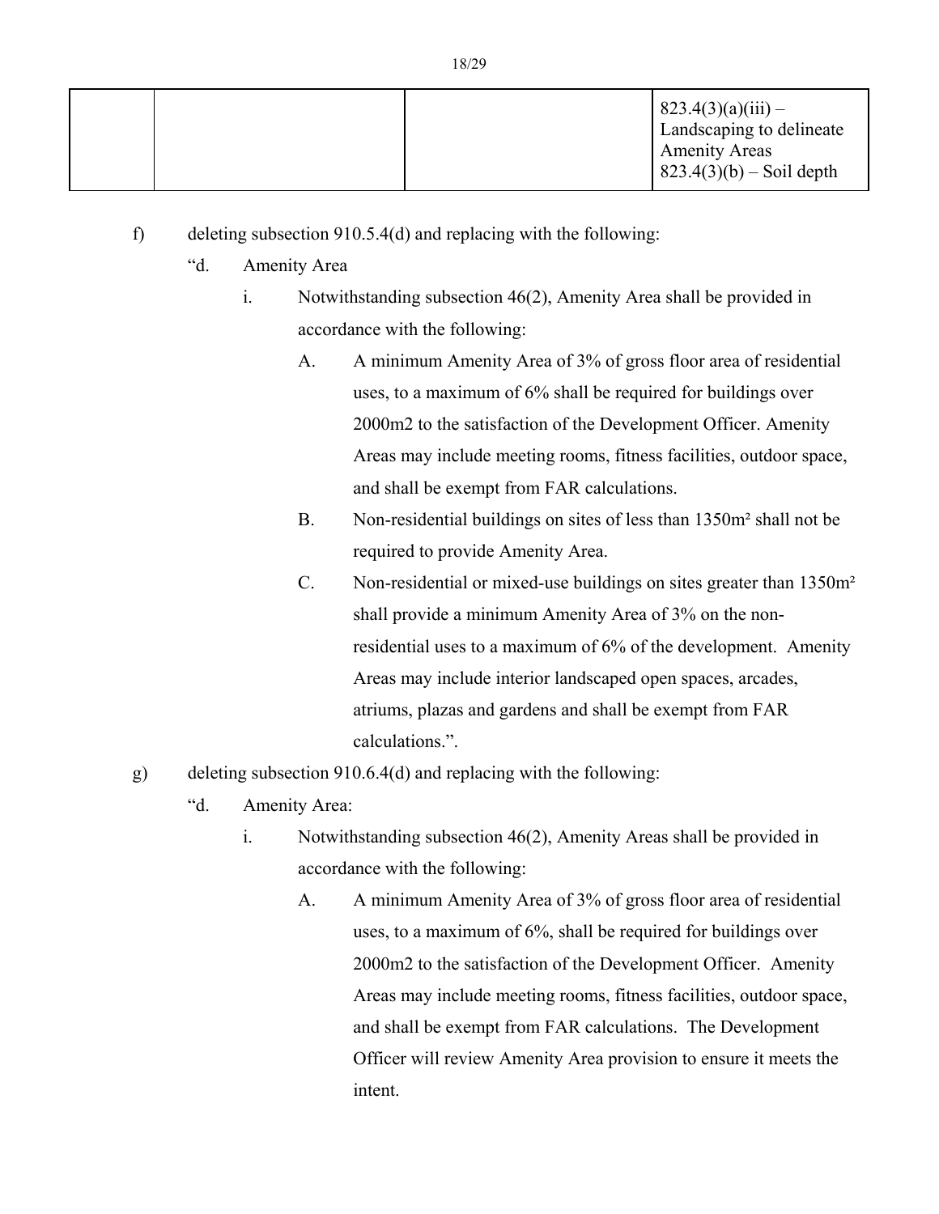| | | | 823.4(3)(a)(iii) – Landscaping to delineate Amenity Areas<br>823.4(3)(b) – Soil depth |
|---|---|---|---|

f) deleting subsection 910.5.4(d) and replacing with the following:

"d. Amenity Area

i. Notwithstanding subsection 46(2), Amenity Area shall be provided in accordance with the following:

A. A minimum Amenity Area of 3% of gross floor area of residential uses, to a maximum of 6% shall be required for buildings over 2000m2 to the satisfaction of the Development Officer. Amenity Areas may include meeting rooms, fitness facilities, outdoor space, and shall be exempt from FAR calculations.

B. Non-residential buildings on sites of less than 1350m² shall not be required to provide Amenity Area.

C. Non-residential or mixed-use buildings on sites greater than 1350m² shall provide a minimum Amenity Area of 3% on the non-residential uses to a maximum of 6% of the development. Amenity Areas may include interior landscaped open spaces, arcades, atriums, plazas and gardens and shall be exempt from FAR calculations.".

g) deleting subsection 910.6.4(d) and replacing with the following:

"d. Amenity Area:

i. Notwithstanding subsection 46(2), Amenity Areas shall be provided in accordance with the following:

A. A minimum Amenity Area of 3% of gross floor area of residential uses, to a maximum of 6%, shall be required for buildings over 2000m2 to the satisfaction of the Development Officer. Amenity Areas may include meeting rooms, fitness facilities, outdoor space, and shall be exempt from FAR calculations. The Development Officer will review Amenity Area provision to ensure it meets the intent.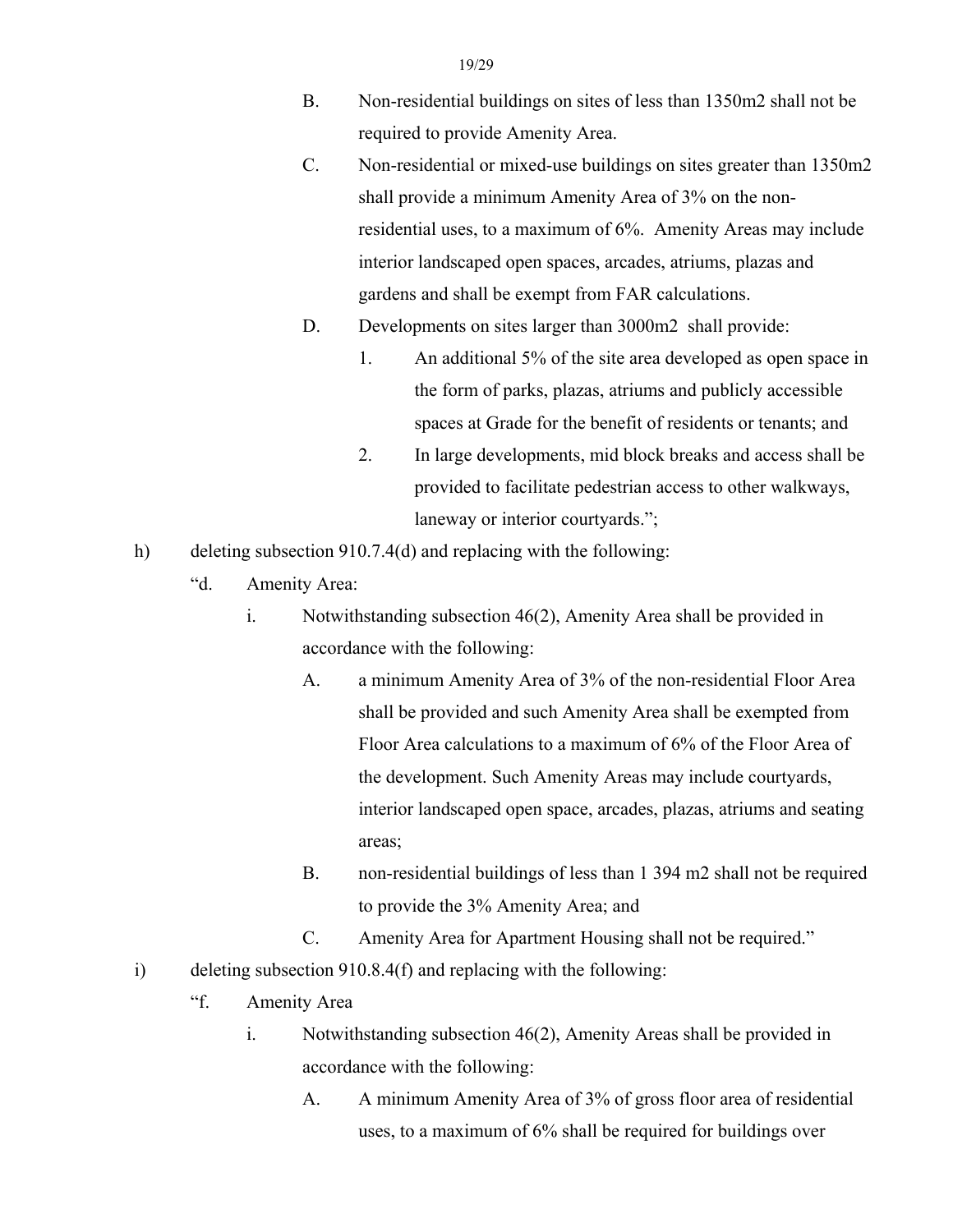B. Non-residential buildings on sites of less than 1350m2 shall not be required to provide Amenity Area.

C. Non-residential or mixed-use buildings on sites greater than 1350m2 shall provide a minimum Amenity Area of 3% on the non-residential uses, to a maximum of 6%. Amenity Areas may include interior landscaped open spaces, arcades, atriums, plazas and gardens and shall be exempt from FAR calculations.

D. Developments on sites larger than 3000m2 shall provide:

1. An additional 5% of the site area developed as open space in the form of parks, plazas, atriums and publicly accessible spaces at Grade for the benefit of residents or tenants; and
2. In large developments, mid block breaks and access shall be provided to facilitate pedestrian access to other walkways, laneway or interior courtyards.";

h) deleting subsection 910.7.4(d) and replacing with the following:

"d. Amenity Area:

i. Notwithstanding subsection 46(2), Amenity Area shall be provided in accordance with the following:

A. a minimum Amenity Area of 3% of the non-residential Floor Area shall be provided and such Amenity Area shall be exempted from Floor Area calculations to a maximum of 6% of the Floor Area of the development. Such Amenity Areas may include courtyards, interior landscaped open space, arcades, plazas, atriums and seating areas;

B. non-residential buildings of less than 1 394 m2 shall not be required to provide the 3% Amenity Area; and

C. Amenity Area for Apartment Housing shall not be required."

i) deleting subsection 910.8.4(f) and replacing with the following:

"f. Amenity Area

i. Notwithstanding subsection 46(2), Amenity Areas shall be provided in accordance with the following:

A. A minimum Amenity Area of 3% of gross floor area of residential uses, to a maximum of 6% shall be required for buildings over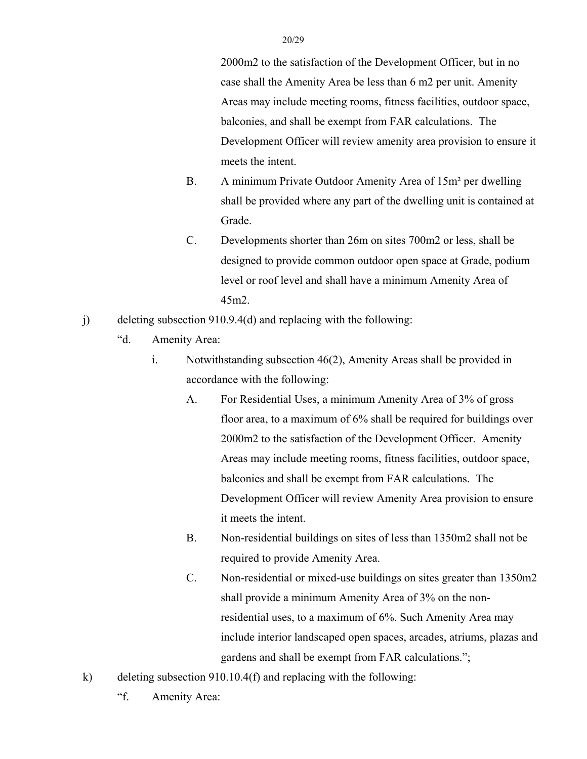2000m2 to the satisfaction of the Development Officer, but in no case shall the Amenity Area be less than 6 m2 per unit. Amenity Areas may include meeting rooms, fitness facilities, outdoor space, balconies, and shall be exempt from FAR calculations. The Development Officer will review amenity area provision to ensure it meets the intent.

B. A minimum Private Outdoor Amenity Area of 15m² per dwelling shall be provided where any part of the dwelling unit is contained at Grade.

C. Developments shorter than 26m on sites 700m2 or less, shall be designed to provide common outdoor open space at Grade, podium level or roof level and shall have a minimum Amenity Area of 45m2.

j) deleting subsection 910.9.4(d) and replacing with the following:

"d. Amenity Area:

i. Notwithstanding subsection 46(2), Amenity Areas shall be provided in accordance with the following:

A. For Residential Uses, a minimum Amenity Area of 3% of gross floor area, to a maximum of 6% shall be required for buildings over 2000m2 to the satisfaction of the Development Officer. Amenity Areas may include meeting rooms, fitness facilities, outdoor space, balconies and shall be exempt from FAR calculations. The Development Officer will review Amenity Area provision to ensure it meets the intent.

B. Non-residential buildings on sites of less than 1350m2 shall not be required to provide Amenity Area.

C. Non-residential or mixed-use buildings on sites greater than 1350m2 shall provide a minimum Amenity Area of 3% on the non-residential uses, to a maximum of 6%. Such Amenity Area may include interior landscaped open spaces, arcades, atriums, plazas and gardens and shall be exempt from FAR calculations.";

k) deleting subsection 910.10.4(f) and replacing with the following:

"f. Amenity Area: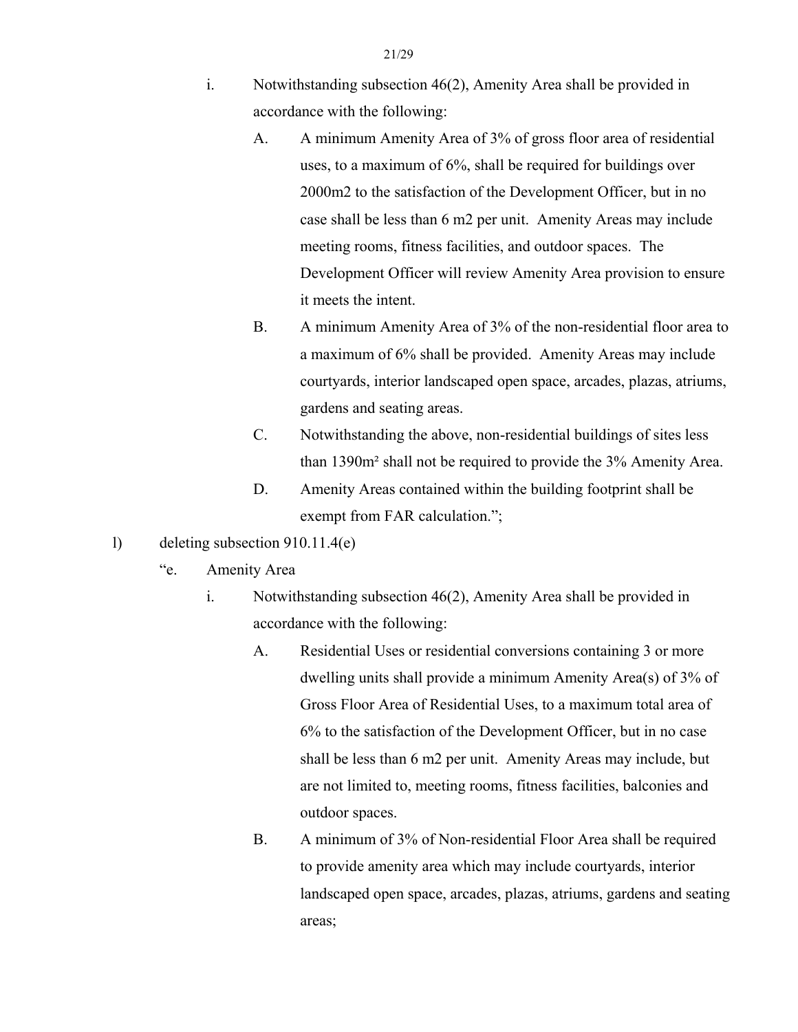i. Notwithstanding subsection 46(2), Amenity Area shall be provided in accordance with the following:

   A. A minimum Amenity Area of 3% of gross floor area of residential uses, to a maximum of 6%, shall be required for buildings over 2000m2 to the satisfaction of the Development Officer, but in no case shall be less than 6 m2 per unit. Amenity Areas may include meeting rooms, fitness facilities, and outdoor spaces. The Development Officer will review Amenity Area provision to ensure it meets the intent.

   B. A minimum Amenity Area of 3% of the non-residential floor area to a maximum of 6% shall be provided. Amenity Areas may include courtyards, interior landscaped open space, arcades, plazas, atriums, gardens and seating areas.

   C. Notwithstanding the above, non-residential buildings of sites less than 1390m² shall not be required to provide the 3% Amenity Area.

   D. Amenity Areas contained within the building footprint shall be exempt from FAR calculation.";

l) deleting subsection 910.11.4(e)

"e. Amenity Area

i. Notwithstanding subsection 46(2), Amenity Area shall be provided in accordance with the following:

   A. Residential Uses or residential conversions containing 3 or more dwelling units shall provide a minimum Amenity Area(s) of 3% of Gross Floor Area of Residential Uses, to a maximum total area of 6% to the satisfaction of the Development Officer, but in no case shall be less than 6 m2 per unit. Amenity Areas may include, but are not limited to, meeting rooms, fitness facilities, balconies and outdoor spaces.

   B. A minimum of 3% of Non-residential Floor Area shall be required to provide amenity area which may include courtyards, interior landscaped open space, arcades, plazas, atriums, gardens and seating areas;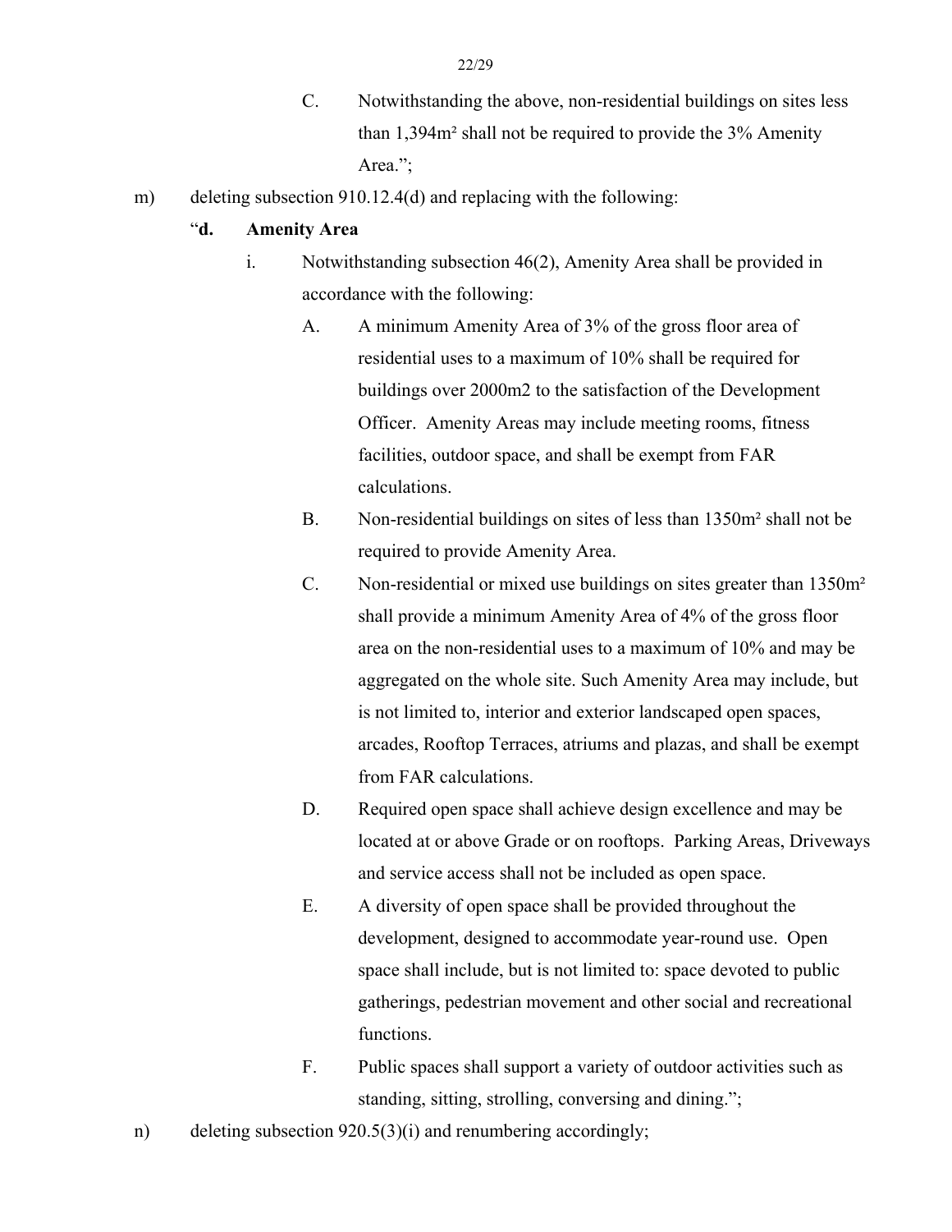C. Notwithstanding the above, non-residential buildings on sites less than 1,394m² shall not be required to provide the 3% Amenity Area.";

m) deleting subsection 910.12.4(d) and replacing with the following:

"**d. Amenity Area**

i. Notwithstanding subsection 46(2), Amenity Area shall be provided in accordance with the following:

A. A minimum Amenity Area of 3% of the gross floor area of residential uses to a maximum of 10% shall be required for buildings over 2000m2 to the satisfaction of the Development Officer. Amenity Areas may include meeting rooms, fitness facilities, outdoor space, and shall be exempt from FAR calculations.

B. Non-residential buildings on sites of less than 1350m² shall not be required to provide Amenity Area.

C. Non-residential or mixed use buildings on sites greater than 1350m² shall provide a minimum Amenity Area of 4% of the gross floor area on the non-residential uses to a maximum of 10% and may be aggregated on the whole site. Such Amenity Area may include, but is not limited to, interior and exterior landscaped open spaces, arcades, Rooftop Terraces, atriums and plazas, and shall be exempt from FAR calculations.

D. Required open space shall achieve design excellence and may be located at or above Grade or on rooftops. Parking Areas, Driveways and service access shall not be included as open space.

E. A diversity of open space shall be provided throughout the development, designed to accommodate year-round use. Open space shall include, but is not limited to: space devoted to public gatherings, pedestrian movement and other social and recreational functions.

F. Public spaces shall support a variety of outdoor activities such as standing, sitting, strolling, conversing and dining.";

n) deleting subsection 920.5(3)(i) and renumbering accordingly;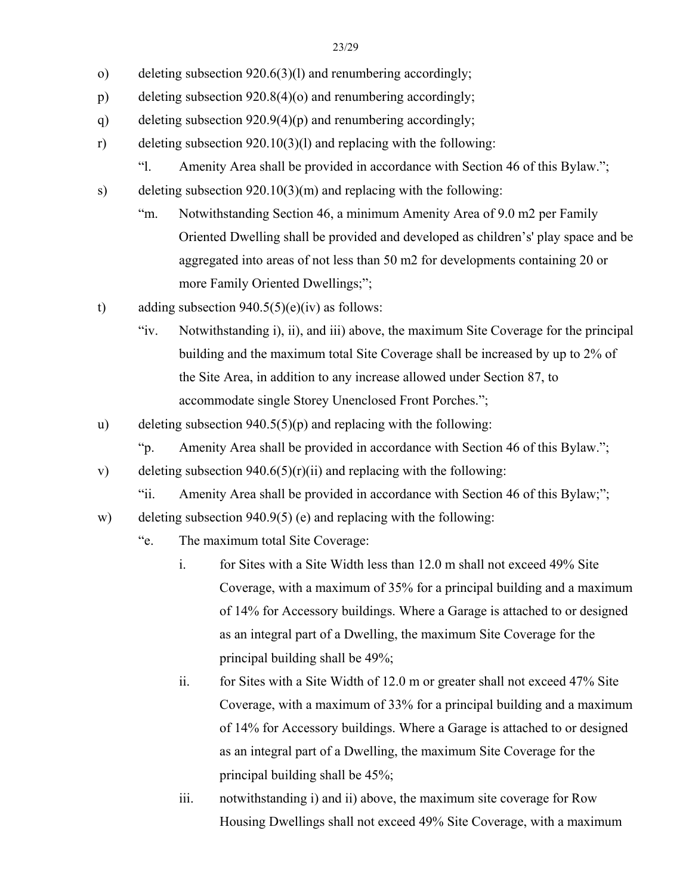o) deleting subsection 920.6(3)(l) and renumbering accordingly;

p) deleting subsection 920.8(4)(o) and renumbering accordingly;

q) deleting subsection 920.9(4)(p) and renumbering accordingly;

r) deleting subsection 920.10(3)(l) and replacing with the following:

   "l. Amenity Area shall be provided in accordance with Section 46 of this Bylaw.";

s) deleting subsection 920.10(3)(m) and replacing with the following:

   "m. Notwithstanding Section 46, a minimum Amenity Area of 9.0 m2 per Family Oriented Dwelling shall be provided and developed as children's' play space and be aggregated into areas of not less than 50 m2 for developments containing 20 or more Family Oriented Dwellings;";

t) adding subsection 940.5(5)(e)(iv) as follows:

   "iv. Notwithstanding i), ii), and iii) above, the maximum Site Coverage for the principal building and the maximum total Site Coverage shall be increased by up to 2% of the Site Area, in addition to any increase allowed under Section 87, to accommodate single Storey Unenclosed Front Porches.";

u) deleting subsection 940.5(5)(p) and replacing with the following:

   "p. Amenity Area shall be provided in accordance with Section 46 of this Bylaw.";

v) deleting subsection 940.6(5)(r)(ii) and replacing with the following:

   "ii. Amenity Area shall be provided in accordance with Section 46 of this Bylaw;";

w) deleting subsection 940.9(5) (e) and replacing with the following:

   "e. The maximum total Site Coverage:

      i. for Sites with a Site Width less than 12.0 m shall not exceed 49% Site Coverage, with a maximum of 35% for a principal building and a maximum of 14% for Accessory buildings. Where a Garage is attached to or designed as an integral part of a Dwelling, the maximum Site Coverage for the principal building shall be 49%;

      ii. for Sites with a Site Width of 12.0 m or greater shall not exceed 47% Site Coverage, with a maximum of 33% for a principal building and a maximum of 14% for Accessory buildings. Where a Garage is attached to or designed as an integral part of a Dwelling, the maximum Site Coverage for the principal building shall be 45%;

      iii. notwithstanding i) and ii) above, the maximum site coverage for Row Housing Dwellings shall not exceed 49% Site Coverage, with a maximum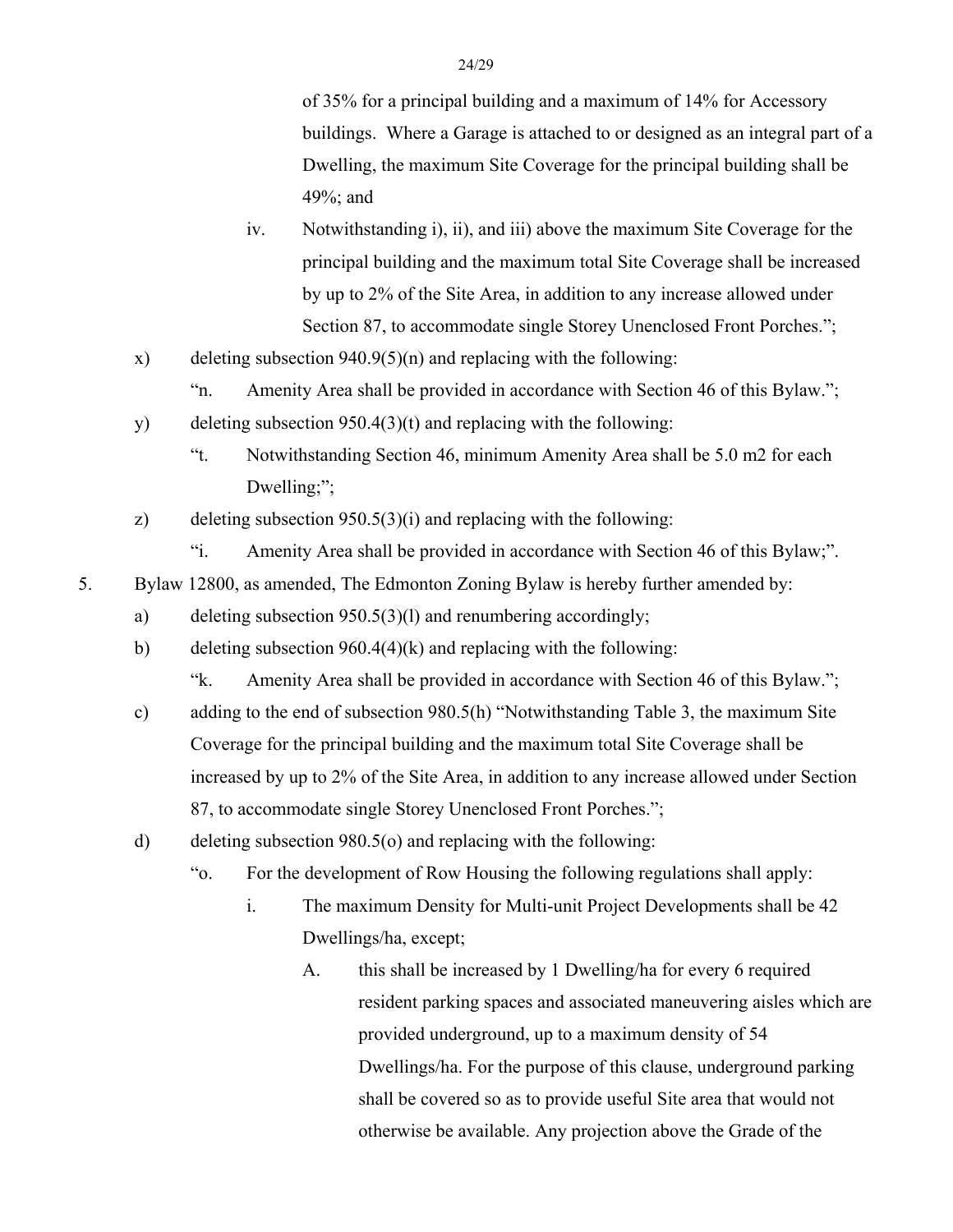of 35% for a principal building and a maximum of 14% for Accessory buildings. Where a Garage is attached to or designed as an integral part of a Dwelling, the maximum Site Coverage for the principal building shall be 49%; and

iv. Notwithstanding i), ii), and iii) above the maximum Site Coverage for the principal building and the maximum total Site Coverage shall be increased by up to 2% of the Site Area, in addition to any increase allowed under Section 87, to accommodate single Storey Unenclosed Front Porches.";

x) deleting subsection 940.9(5)(n) and replacing with the following:

"n. Amenity Area shall be provided in accordance with Section 46 of this Bylaw.";

y) deleting subsection 950.4(3)(t) and replacing with the following:

"t. Notwithstanding Section 46, minimum Amenity Area shall be 5.0 m2 for each Dwelling;";

z) deleting subsection 950.5(3)(i) and replacing with the following:

"i. Amenity Area shall be provided in accordance with Section 46 of this Bylaw;".

5. Bylaw 12800, as amended, The Edmonton Zoning Bylaw is hereby further amended by:

a) deleting subsection 950.5(3)(l) and renumbering accordingly;

b) deleting subsection 960.4(4)(k) and replacing with the following:

"k. Amenity Area shall be provided in accordance with Section 46 of this Bylaw.";

c) adding to the end of subsection 980.5(h) "Notwithstanding Table 3, the maximum Site Coverage for the principal building and the maximum total Site Coverage shall be increased by up to 2% of the Site Area, in addition to any increase allowed under Section 87, to accommodate single Storey Unenclosed Front Porches.";

d) deleting subsection 980.5(o) and replacing with the following:

"o. For the development of Row Housing the following regulations shall apply:

i. The maximum Density for Multi-unit Project Developments shall be 42 Dwellings/ha, except;

A. this shall be increased by 1 Dwelling/ha for every 6 required resident parking spaces and associated maneuvering aisles which are provided underground, up to a maximum density of 54 Dwellings/ha. For the purpose of this clause, underground parking shall be covered so as to provide useful Site area that would not otherwise be available. Any projection above the Grade of the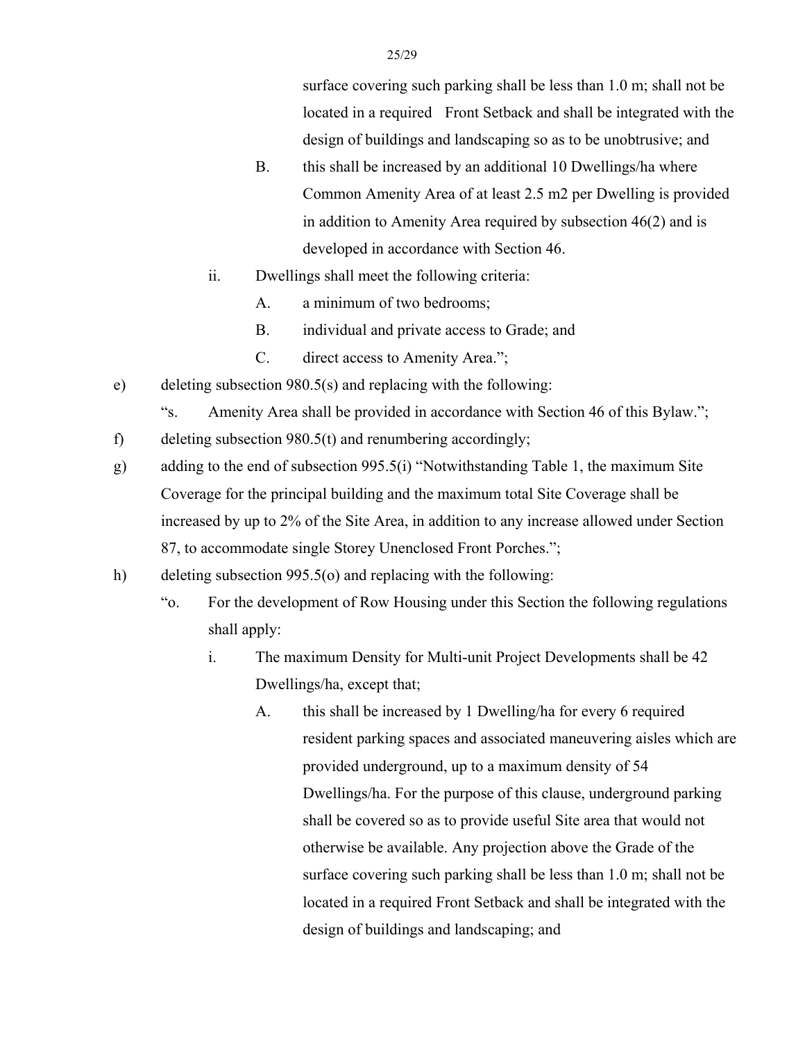surface covering such parking shall be less than 1.0 m; shall not be located in a required Front Setback and shall be integrated with the design of buildings and landscaping so as to be unobtrusive; and

  - B. this shall be increased by an additional 10 Dwellings/ha where Common Amenity Area of at least 2.5 m2 per Dwelling is provided in addition to Amenity Area required by subsection 46(2) and is developed in accordance with Section 46.

- ii. Dwellings shall meet the following criteria:
  - A. a minimum of two bedrooms;
  - B. individual and private access to Grade; and
  - C. direct access to Amenity Area.";

e) deleting subsection 980.5(s) and replacing with the following:

"s. Amenity Area shall be provided in accordance with Section 46 of this Bylaw.";

f) deleting subsection 980.5(t) and renumbering accordingly;

g) adding to the end of subsection 995.5(i) "Notwithstanding Table 1, the maximum Site Coverage for the principal building and the maximum total Site Coverage shall be increased by up to 2% of the Site Area, in addition to any increase allowed under Section 87, to accommodate single Storey Unenclosed Front Porches.";

h) deleting subsection 995.5(o) and replacing with the following:

"o. For the development of Row Housing under this Section the following regulations shall apply:

- i. The maximum Density for Multi-unit Project Developments shall be 42 Dwellings/ha, except that;
  - A. this shall be increased by 1 Dwelling/ha for every 6 required resident parking spaces and associated maneuvering aisles which are provided underground, up to a maximum density of 54 Dwellings/ha. For the purpose of this clause, underground parking shall be covered so as to provide useful Site area that would not otherwise be available. Any projection above the Grade of the surface covering such parking shall be less than 1.0 m; shall not be located in a required Front Setback and shall be integrated with the design of buildings and landscaping; and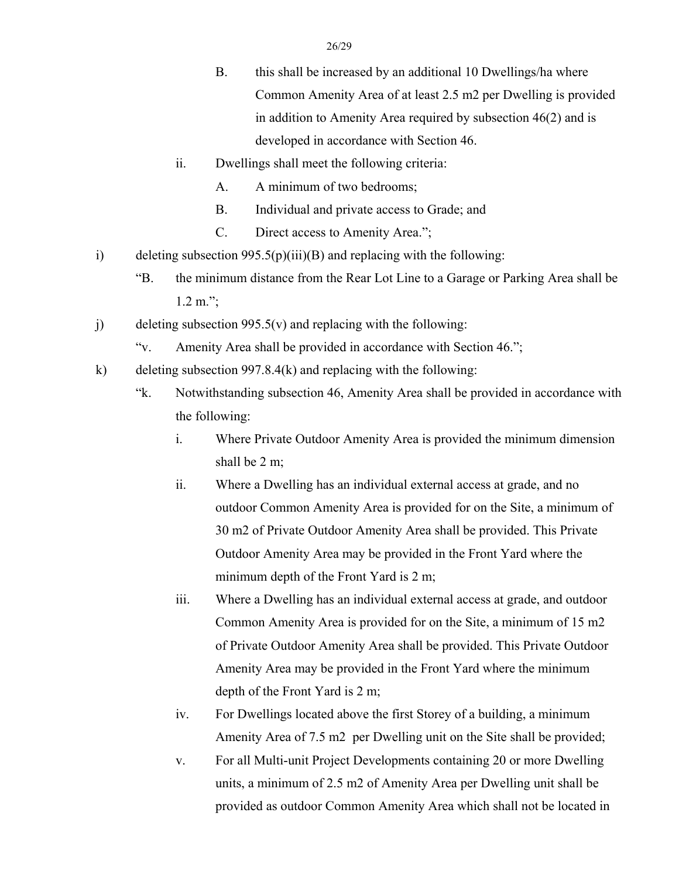B. this shall be increased by an additional 10 Dwellings/ha where Common Amenity Area of at least 2.5 m2 per Dwelling is provided in addition to Amenity Area required by subsection 46(2) and is developed in accordance with Section 46.

ii. Dwellings shall meet the following criteria:

A. A minimum of two bedrooms;

B. Individual and private access to Grade; and

C. Direct access to Amenity Area.";

i) deleting subsection 995.5(p)(iii)(B) and replacing with the following:

"B. the minimum distance from the Rear Lot Line to a Garage or Parking Area shall be 1.2 m.";

j) deleting subsection 995.5(v) and replacing with the following:

"v. Amenity Area shall be provided in accordance with Section 46.";

k) deleting subsection 997.8.4(k) and replacing with the following:

"k. Notwithstanding subsection 46, Amenity Area shall be provided in accordance with the following:

i. Where Private Outdoor Amenity Area is provided the minimum dimension shall be 2 m;

ii. Where a Dwelling has an individual external access at grade, and no outdoor Common Amenity Area is provided for on the Site, a minimum of 30 m2 of Private Outdoor Amenity Area shall be provided. This Private Outdoor Amenity Area may be provided in the Front Yard where the minimum depth of the Front Yard is 2 m;

iii. Where a Dwelling has an individual external access at grade, and outdoor Common Amenity Area is provided for on the Site, a minimum of 15 m2 of Private Outdoor Amenity Area shall be provided. This Private Outdoor Amenity Area may be provided in the Front Yard where the minimum depth of the Front Yard is 2 m;

iv. For Dwellings located above the first Storey of a building, a minimum Amenity Area of 7.5 m2 per Dwelling unit on the Site shall be provided;

v. For all Multi-unit Project Developments containing 20 or more Dwelling units, a minimum of 2.5 m2 of Amenity Area per Dwelling unit shall be provided as outdoor Common Amenity Area which shall not be located in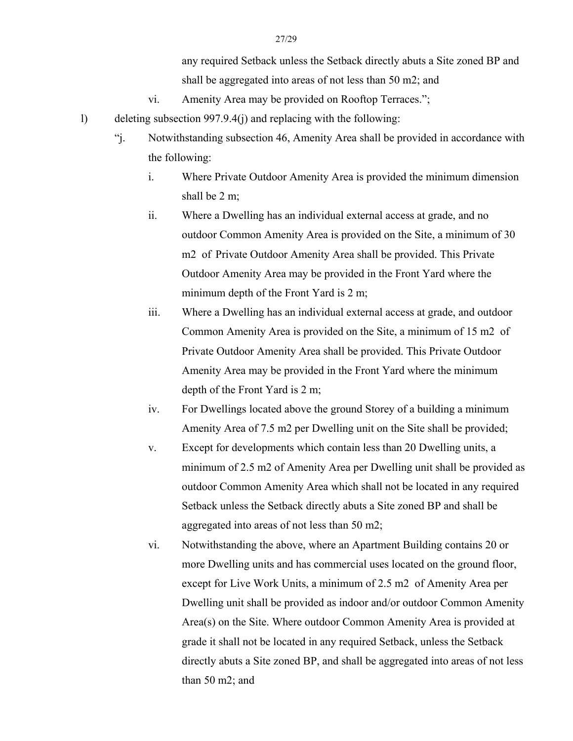any required Setback unless the Setback directly abuts a Site zoned BP and shall be aggregated into areas of not less than 50 m2; and

vi. Amenity Area may be provided on Rooftop Terraces.";

l) deleting subsection 997.9.4(j) and replacing with the following:

"j. Notwithstanding subsection 46, Amenity Area shall be provided in accordance with the following:

i. Where Private Outdoor Amenity Area is provided the minimum dimension shall be 2 m;

ii. Where a Dwelling has an individual external access at grade, and no outdoor Common Amenity Area is provided on the Site, a minimum of 30 m2 of Private Outdoor Amenity Area shall be provided. This Private Outdoor Amenity Area may be provided in the Front Yard where the minimum depth of the Front Yard is 2 m;

iii. Where a Dwelling has an individual external access at grade, and outdoor Common Amenity Area is provided on the Site, a minimum of 15 m2 of Private Outdoor Amenity Area shall be provided. This Private Outdoor Amenity Area may be provided in the Front Yard where the minimum depth of the Front Yard is 2 m;

iv. For Dwellings located above the ground Storey of a building a minimum Amenity Area of 7.5 m2 per Dwelling unit on the Site shall be provided;

v. Except for developments which contain less than 20 Dwelling units, a minimum of 2.5 m2 of Amenity Area per Dwelling unit shall be provided as outdoor Common Amenity Area which shall not be located in any required Setback unless the Setback directly abuts a Site zoned BP and shall be aggregated into areas of not less than 50 m2;

vi. Notwithstanding the above, where an Apartment Building contains 20 or more Dwelling units and has commercial uses located on the ground floor, except for Live Work Units, a minimum of 2.5 m2 of Amenity Area per Dwelling unit shall be provided as indoor and/or outdoor Common Amenity Area(s) on the Site. Where outdoor Common Amenity Area is provided at grade it shall not be located in any required Setback, unless the Setback directly abuts a Site zoned BP, and shall be aggregated into areas of not less than 50 m2; and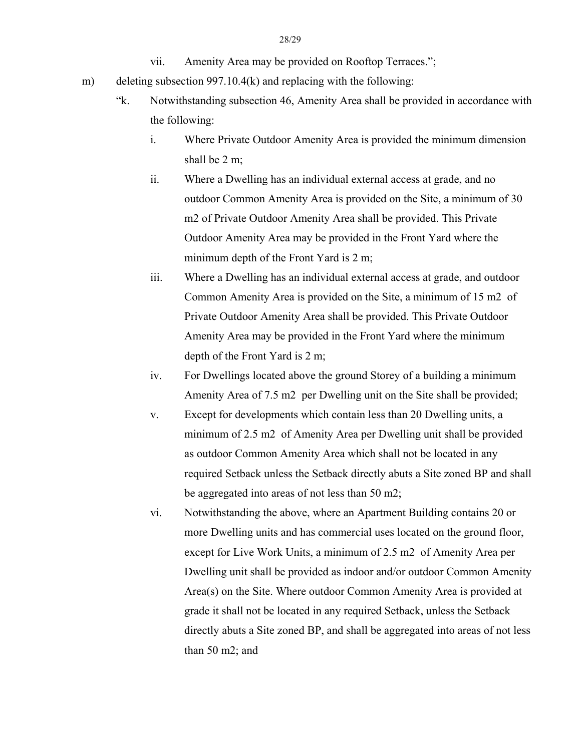vii. Amenity Area may be provided on Rooftop Terraces.";

m) deleting subsection 997.10.4(k) and replacing with the following:

"k. Notwithstanding subsection 46, Amenity Area shall be provided in accordance with the following:

i. Where Private Outdoor Amenity Area is provided the minimum dimension shall be 2 m;

ii. Where a Dwelling has an individual external access at grade, and no outdoor Common Amenity Area is provided on the Site, a minimum of 30 m2 of Private Outdoor Amenity Area shall be provided. This Private Outdoor Amenity Area may be provided in the Front Yard where the minimum depth of the Front Yard is 2 m;

iii. Where a Dwelling has an individual external access at grade, and outdoor Common Amenity Area is provided on the Site, a minimum of 15 m2 of Private Outdoor Amenity Area shall be provided. This Private Outdoor Amenity Area may be provided in the Front Yard where the minimum depth of the Front Yard is 2 m;

iv. For Dwellings located above the ground Storey of a building a minimum Amenity Area of 7.5 m2 per Dwelling unit on the Site shall be provided;

v. Except for developments which contain less than 20 Dwelling units, a minimum of 2.5 m2 of Amenity Area per Dwelling unit shall be provided as outdoor Common Amenity Area which shall not be located in any required Setback unless the Setback directly abuts a Site zoned BP and shall be aggregated into areas of not less than 50 m2;

vi. Notwithstanding the above, where an Apartment Building contains 20 or more Dwelling units and has commercial uses located on the ground floor, except for Live Work Units, a minimum of 2.5 m2 of Amenity Area per Dwelling unit shall be provided as indoor and/or outdoor Common Amenity Area(s) on the Site. Where outdoor Common Amenity Area is provided at grade it shall not be located in any required Setback, unless the Setback directly abuts a Site zoned BP, and shall be aggregated into areas of not less than 50 m2; and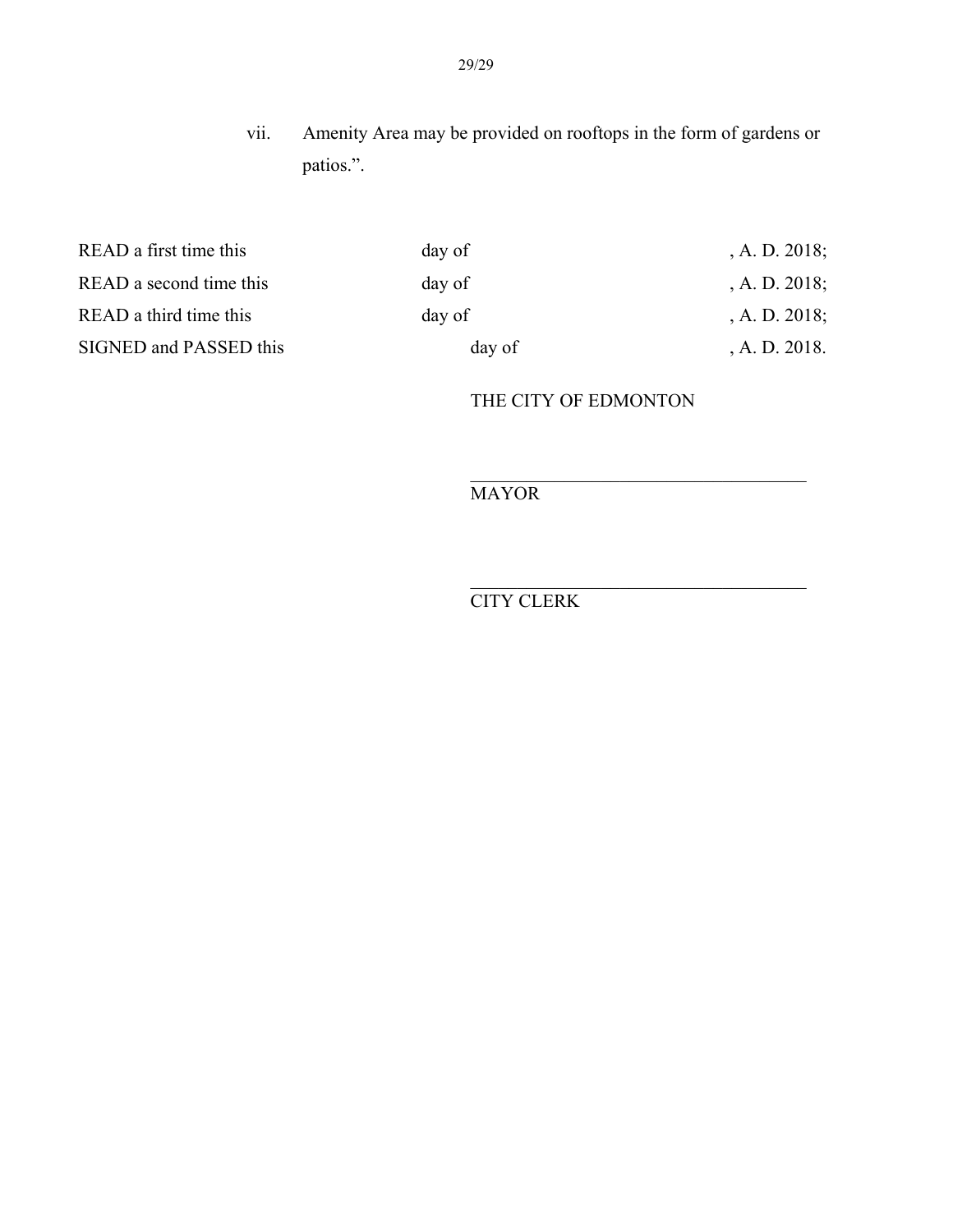vii. Amenity Area may be provided on rooftops in the form of gardens or patios.”.

| | | |
|---|---|---|
| READ a first time this | day of | , A. D. 2018; |
| READ a second time this | day of | , A. D. 2018; |
| READ a third time this | day of | , A. D. 2018; |
| SIGNED and PASSED this | day of | , A. D. 2018. |

THE CITY OF EDMONTON

\_\_\_\_\_\_\_\_\_\_\_\_\_\_\_\_\_\_\_\_\_\_\_\_\_\_\_\_\_\_\_\_\_\_\_\_

MAYOR

\_\_\_\_\_\_\_\_\_\_\_\_\_\_\_\_\_\_\_\_\_\_\_\_\_\_\_\_\_\_\_\_\_\_\_\_

CITY CLERK